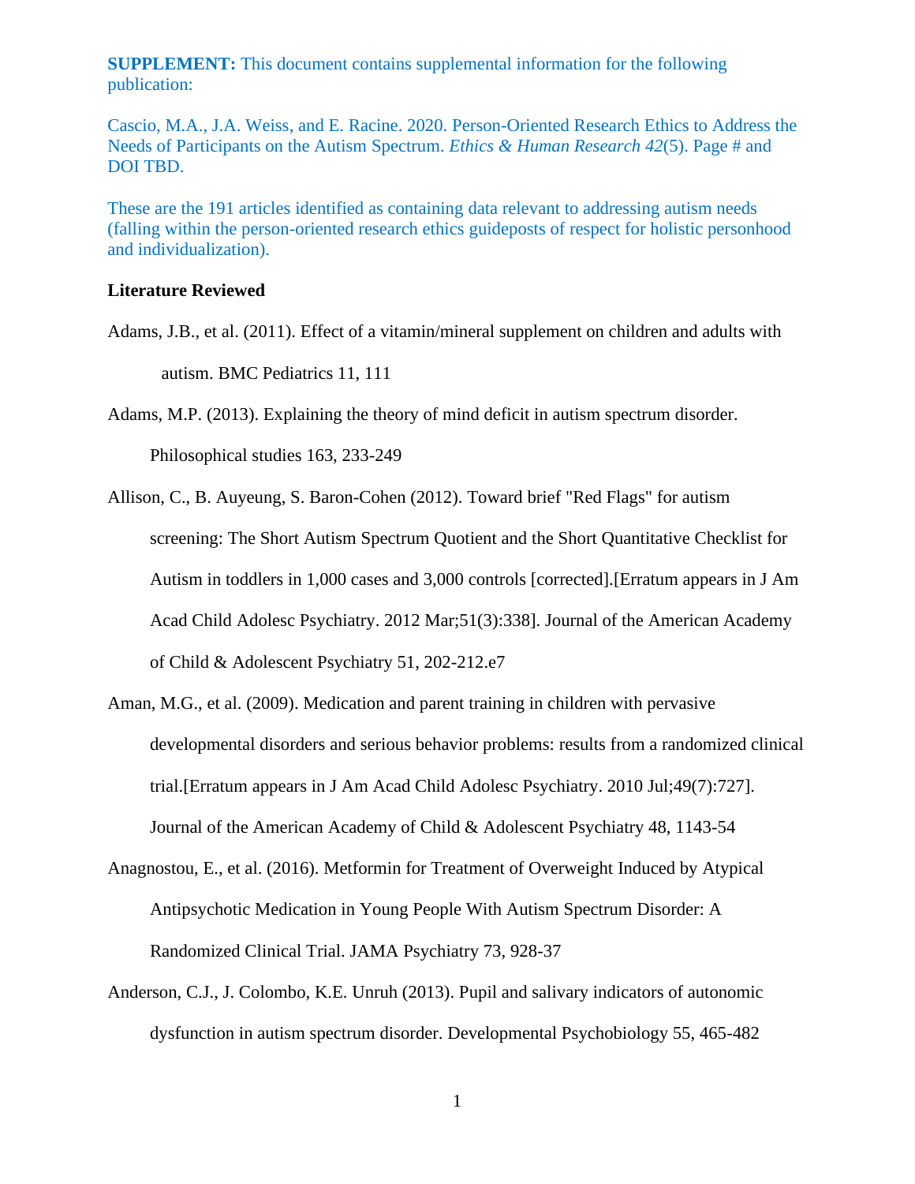**SUPPLEMENT:** This document contains supplemental information for the following publication:

Cascio, M.A., J.A. Weiss, and E. Racine. 2020. Person-Oriented Research Ethics to Address the Needs of Participants on the Autism Spectrum. *Ethics & Human Research 42*(5). Page # and DOI TBD.

These are the 191 articles identified as containing data relevant to addressing autism needs (falling within the person-oriented research ethics guideposts of respect for holistic personhood and individualization).

**Literature Reviewed**

Adams, J.B., et al. (2011). Effect of a vitamin/mineral supplement on children and adults with autism. BMC Pediatrics 11, 111

Adams, M.P. (2013). Explaining the theory of mind deficit in autism spectrum disorder. Philosophical studies 163, 233-249

Allison, C., B. Auyeung, S. Baron-Cohen (2012). Toward brief "Red Flags" for autism screening: The Short Autism Spectrum Quotient and the Short Quantitative Checklist for Autism in toddlers in 1,000 cases and 3,000 controls [corrected].[Erratum appears in J Am Acad Child Adolesc Psychiatry. 2012 Mar;51(3):338]. Journal of the American Academy of Child & Adolescent Psychiatry 51, 202-212.e7

Aman, M.G., et al. (2009). Medication and parent training in children with pervasive developmental disorders and serious behavior problems: results from a randomized clinical trial.[Erratum appears in J Am Acad Child Adolesc Psychiatry. 2010 Jul;49(7):727]. Journal of the American Academy of Child & Adolescent Psychiatry 48, 1143-54

Anagnostou, E., et al. (2016). Metformin for Treatment of Overweight Induced by Atypical Antipsychotic Medication in Young People With Autism Spectrum Disorder: A Randomized Clinical Trial. JAMA Psychiatry 73, 928-37

Anderson, C.J., J. Colombo, K.E. Unruh (2013). Pupil and salivary indicators of autonomic dysfunction in autism spectrum disorder. Developmental Psychobiology 55, 465-482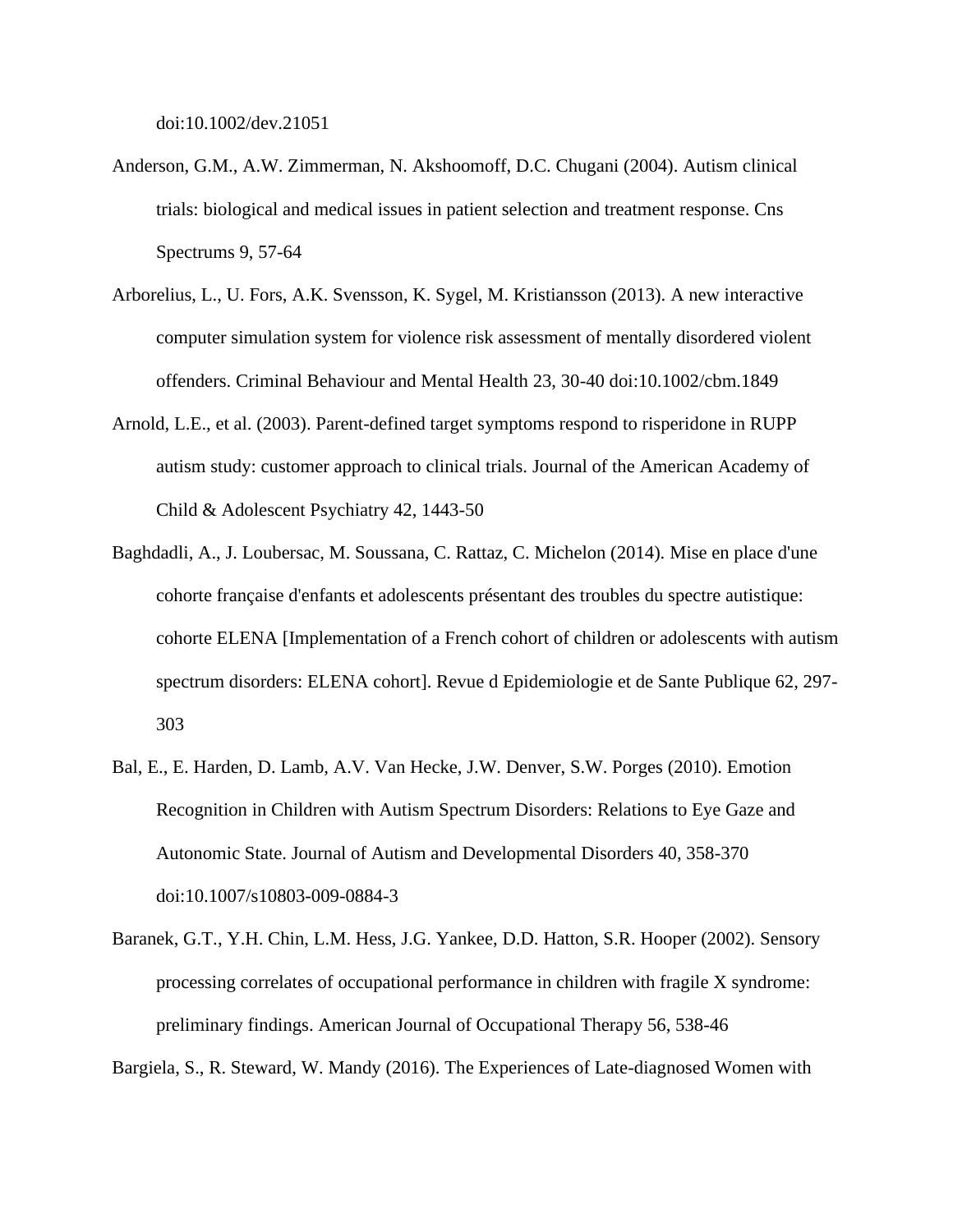doi:10.1002/dev.21051

Anderson, G.M., A.W. Zimmerman, N. Akshoomoff, D.C. Chugani (2004). Autism clinical trials: biological and medical issues in patient selection and treatment response. Cns Spectrums 9, 57-64

Arborelius, L., U. Fors, A.K. Svensson, K. Sygel, M. Kristiansson (2013). A new interactive computer simulation system for violence risk assessment of mentally disordered violent offenders. Criminal Behaviour and Mental Health 23, 30-40 doi:10.1002/cbm.1849

Arnold, L.E., et al. (2003). Parent-defined target symptoms respond to risperidone in RUPP autism study: customer approach to clinical trials. Journal of the American Academy of Child & Adolescent Psychiatry 42, 1443-50

Baghdadli, A., J. Loubersac, M. Soussana, C. Rattaz, C. Michelon (2014). Mise en place d'une cohorte française d'enfants et adolescents présentant des troubles du spectre autistique: cohorte ELENA [Implementation of a French cohort of children or adolescents with autism spectrum disorders: ELENA cohort]. Revue d Epidemiologie et de Sante Publique 62, 297-303

Bal, E., E. Harden, D. Lamb, A.V. Van Hecke, J.W. Denver, S.W. Porges (2010). Emotion Recognition in Children with Autism Spectrum Disorders: Relations to Eye Gaze and Autonomic State. Journal of Autism and Developmental Disorders 40, 358-370 doi:10.1007/s10803-009-0884-3

Baranek, G.T., Y.H. Chin, L.M. Hess, J.G. Yankee, D.D. Hatton, S.R. Hooper (2002). Sensory processing correlates of occupational performance in children with fragile X syndrome: preliminary findings. American Journal of Occupational Therapy 56, 538-46

Bargiela, S., R. Steward, W. Mandy (2016). The Experiences of Late-diagnosed Women with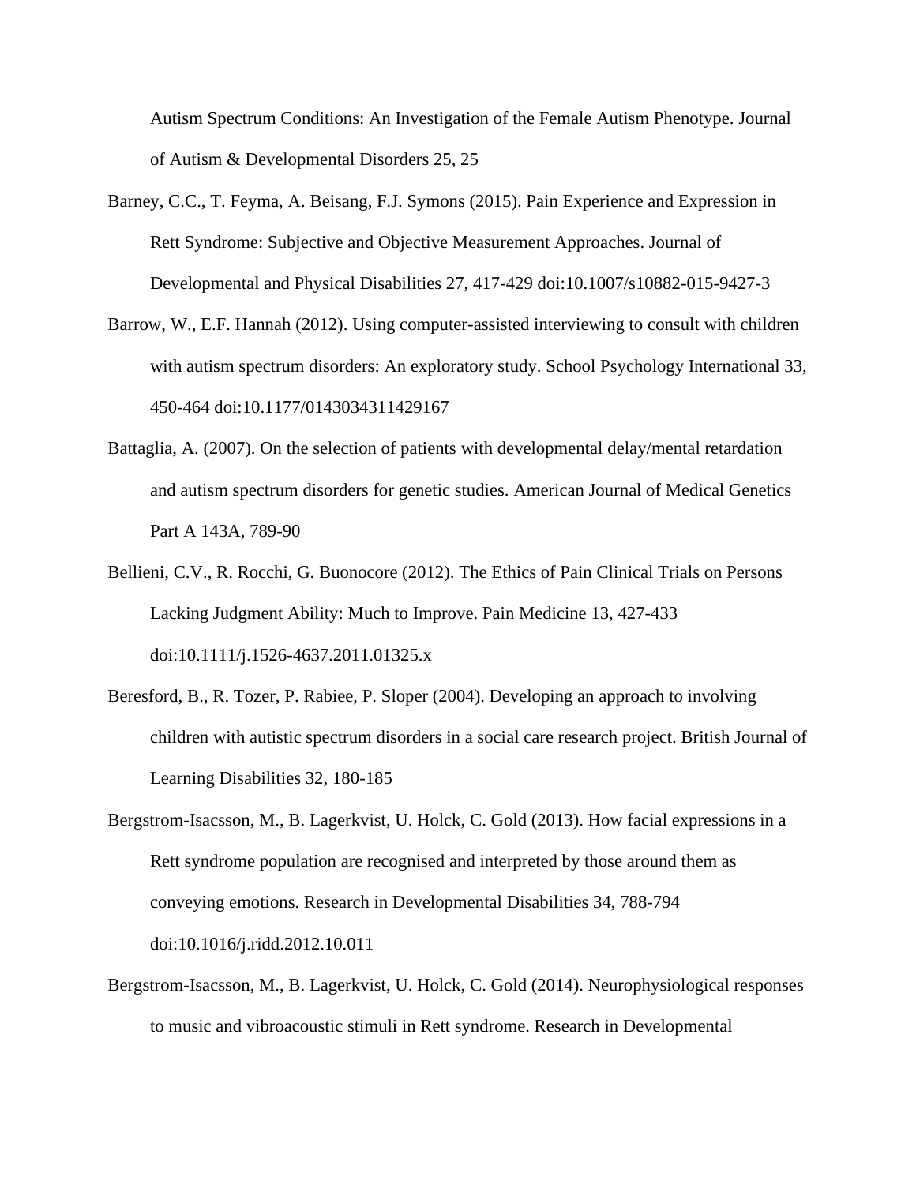Autism Spectrum Conditions: An Investigation of the Female Autism Phenotype. Journal of Autism & Developmental Disorders 25, 25

Barney, C.C., T. Feyma, A. Beisang, F.J. Symons (2015). Pain Experience and Expression in Rett Syndrome: Subjective and Objective Measurement Approaches. Journal of Developmental and Physical Disabilities 27, 417-429 doi:10.1007/s10882-015-9427-3

Barrow, W., E.F. Hannah (2012). Using computer-assisted interviewing to consult with children with autism spectrum disorders: An exploratory study. School Psychology International 33, 450-464 doi:10.1177/0143034311429167

Battaglia, A. (2007). On the selection of patients with developmental delay/mental retardation and autism spectrum disorders for genetic studies. American Journal of Medical Genetics Part A 143A, 789-90

Bellieni, C.V., R. Rocchi, G. Buonocore (2012). The Ethics of Pain Clinical Trials on Persons Lacking Judgment Ability: Much to Improve. Pain Medicine 13, 427-433 doi:10.1111/j.1526-4637.2011.01325.x

Beresford, B., R. Tozer, P. Rabiee, P. Sloper (2004). Developing an approach to involving children with autistic spectrum disorders in a social care research project. British Journal of Learning Disabilities 32, 180-185

Bergstrom-Isacsson, M., B. Lagerkvist, U. Holck, C. Gold (2013). How facial expressions in a Rett syndrome population are recognised and interpreted by those around them as conveying emotions. Research in Developmental Disabilities 34, 788-794 doi:10.1016/j.ridd.2012.10.011

Bergstrom-Isacsson, M., B. Lagerkvist, U. Holck, C. Gold (2014). Neurophysiological responses to music and vibroacoustic stimuli in Rett syndrome. Research in Developmental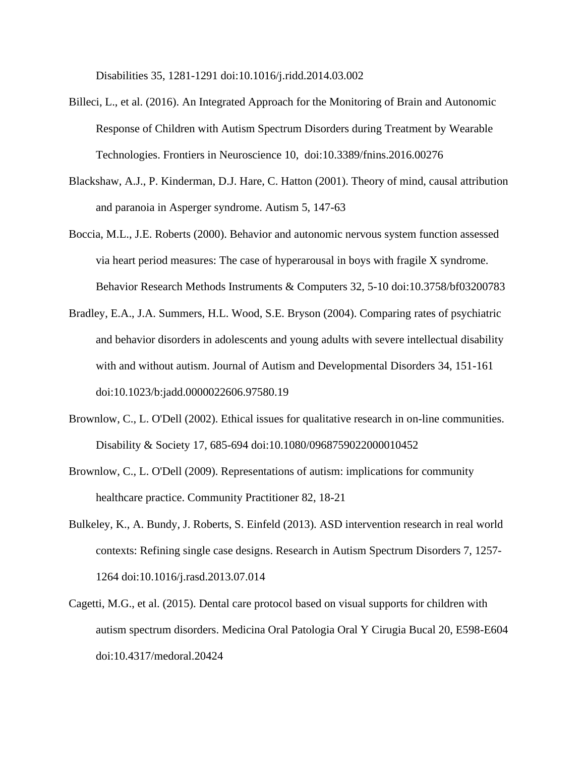Disabilities 35, 1281-1291 doi:10.1016/j.ridd.2014.03.002

Billeci, L., et al. (2016). An Integrated Approach for the Monitoring of Brain and Autonomic Response of Children with Autism Spectrum Disorders during Treatment by Wearable Technologies. Frontiers in Neuroscience 10, doi:10.3389/fnins.2016.00276

Blackshaw, A.J., P. Kinderman, D.J. Hare, C. Hatton (2001). Theory of mind, causal attribution and paranoia in Asperger syndrome. Autism 5, 147-63

Boccia, M.L., J.E. Roberts (2000). Behavior and autonomic nervous system function assessed via heart period measures: The case of hyperarousal in boys with fragile X syndrome. Behavior Research Methods Instruments & Computers 32, 5-10 doi:10.3758/bf03200783

Bradley, E.A., J.A. Summers, H.L. Wood, S.E. Bryson (2004). Comparing rates of psychiatric and behavior disorders in adolescents and young adults with severe intellectual disability with and without autism. Journal of Autism and Developmental Disorders 34, 151-161 doi:10.1023/b:jadd.0000022606.97580.19

Brownlow, C., L. O'Dell (2002). Ethical issues for qualitative research in on-line communities. Disability & Society 17, 685-694 doi:10.1080/0968759022000010452

Brownlow, C., L. O'Dell (2009). Representations of autism: implications for community healthcare practice. Community Practitioner 82, 18-21

Bulkeley, K., A. Bundy, J. Roberts, S. Einfeld (2013). ASD intervention research in real world contexts: Refining single case designs. Research in Autism Spectrum Disorders 7, 1257-1264 doi:10.1016/j.rasd.2013.07.014

Cagetti, M.G., et al. (2015). Dental care protocol based on visual supports for children with autism spectrum disorders. Medicina Oral Patologia Oral Y Cirugia Bucal 20, E598-E604 doi:10.4317/medoral.20424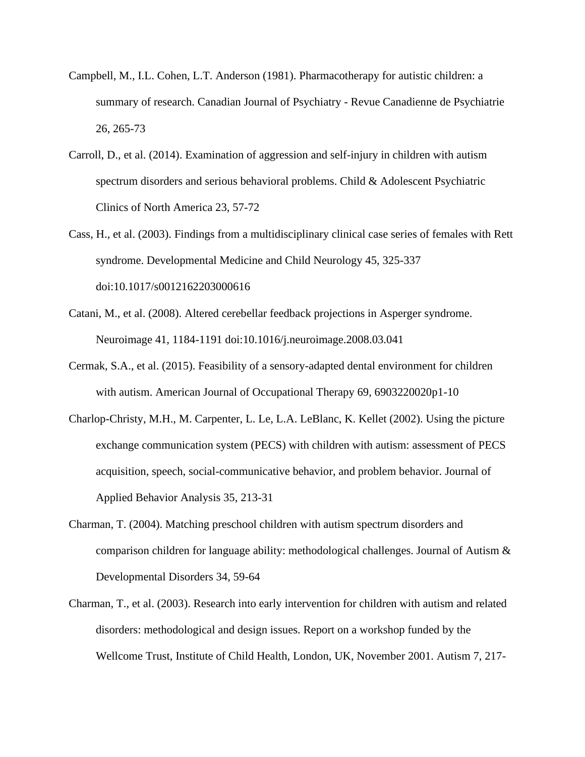Campbell, M., I.L. Cohen, L.T. Anderson (1981). Pharmacotherapy for autistic children: a summary of research. Canadian Journal of Psychiatry - Revue Canadienne de Psychiatrie 26, 265-73

Carroll, D., et al. (2014). Examination of aggression and self-injury in children with autism spectrum disorders and serious behavioral problems. Child & Adolescent Psychiatric Clinics of North America 23, 57-72

Cass, H., et al. (2003). Findings from a multidisciplinary clinical case series of females with Rett syndrome. Developmental Medicine and Child Neurology 45, 325-337 doi:10.1017/s0012162203000616

Catani, M., et al. (2008). Altered cerebellar feedback projections in Asperger syndrome. Neuroimage 41, 1184-1191 doi:10.1016/j.neuroimage.2008.03.041

Cermak, S.A., et al. (2015). Feasibility of a sensory-adapted dental environment for children with autism. American Journal of Occupational Therapy 69, 6903220020p1-10

Charlop-Christy, M.H., M. Carpenter, L. Le, L.A. LeBlanc, K. Kellet (2002). Using the picture exchange communication system (PECS) with children with autism: assessment of PECS acquisition, speech, social-communicative behavior, and problem behavior. Journal of Applied Behavior Analysis 35, 213-31

Charman, T. (2004). Matching preschool children with autism spectrum disorders and comparison children for language ability: methodological challenges. Journal of Autism & Developmental Disorders 34, 59-64

Charman, T., et al. (2003). Research into early intervention for children with autism and related disorders: methodological and design issues. Report on a workshop funded by the Wellcome Trust, Institute of Child Health, London, UK, November 2001. Autism 7, 217-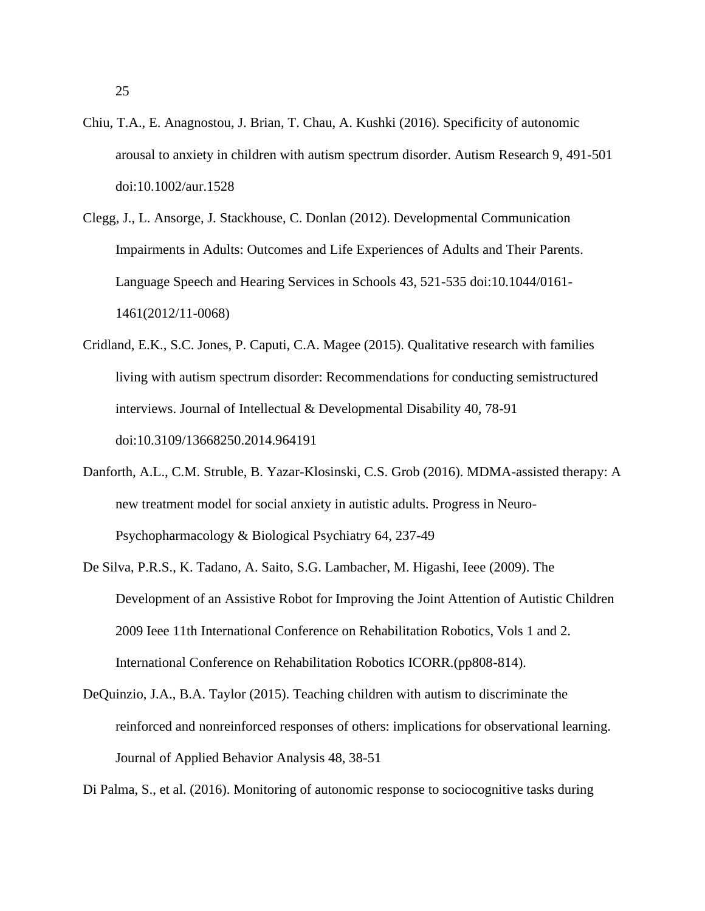Chiu, T.A., E. Anagnostou, J. Brian, T. Chau, A. Kushki (2016). Specificity of autonomic arousal to anxiety in children with autism spectrum disorder. Autism Research 9, 491-501 doi:10.1002/aur.1528

Clegg, J., L. Ansorge, J. Stackhouse, C. Donlan (2012). Developmental Communication Impairments in Adults: Outcomes and Life Experiences of Adults and Their Parents. Language Speech and Hearing Services in Schools 43, 521-535 doi:10.1044/0161-1461(2012/11-0068)

Cridland, E.K., S.C. Jones, P. Caputi, C.A. Magee (2015). Qualitative research with families living with autism spectrum disorder: Recommendations for conducting semistructured interviews. Journal of Intellectual & Developmental Disability 40, 78-91 doi:10.3109/13668250.2014.964191

Danforth, A.L., C.M. Struble, B. Yazar-Klosinski, C.S. Grob (2016). MDMA-assisted therapy: A new treatment model for social anxiety in autistic adults. Progress in Neuro-Psychopharmacology & Biological Psychiatry 64, 237-49

De Silva, P.R.S., K. Tadano, A. Saito, S.G. Lambacher, M. Higashi, Ieee (2009). The Development of an Assistive Robot for Improving the Joint Attention of Autistic Children 2009 Ieee 11th International Conference on Rehabilitation Robotics, Vols 1 and 2. International Conference on Rehabilitation Robotics ICORR.(pp808-814).

DeQuinzio, J.A., B.A. Taylor (2015). Teaching children with autism to discriminate the reinforced and nonreinforced responses of others: implications for observational learning. Journal of Applied Behavior Analysis 48, 38-51

Di Palma, S., et al. (2016). Monitoring of autonomic response to sociocognitive tasks during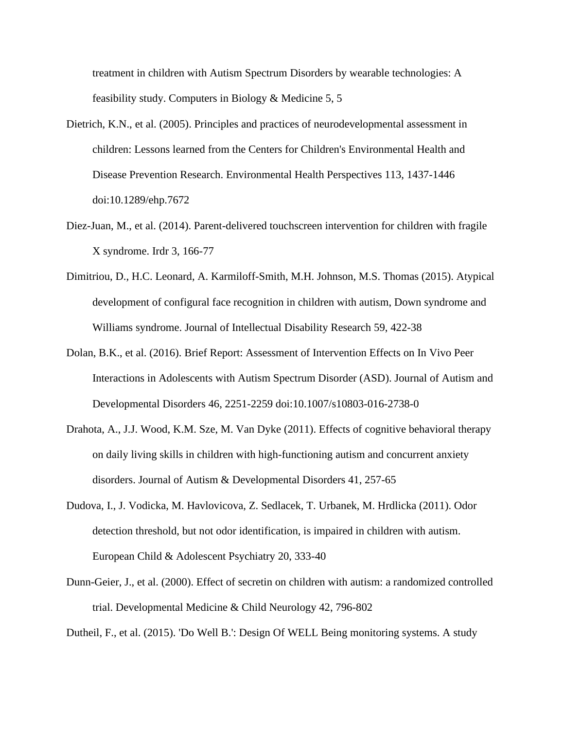treatment in children with Autism Spectrum Disorders by wearable technologies: A feasibility study. Computers in Biology & Medicine 5, 5

Dietrich, K.N., et al. (2005). Principles and practices of neurodevelopmental assessment in children: Lessons learned from the Centers for Children's Environmental Health and Disease Prevention Research. Environmental Health Perspectives 113, 1437-1446 doi:10.1289/ehp.7672

Diez-Juan, M., et al. (2014). Parent-delivered touchscreen intervention for children with fragile X syndrome. Irdr 3, 166-77

Dimitriou, D., H.C. Leonard, A. Karmiloff-Smith, M.H. Johnson, M.S. Thomas (2015). Atypical development of configural face recognition in children with autism, Down syndrome and Williams syndrome. Journal of Intellectual Disability Research 59, 422-38

Dolan, B.K., et al. (2016). Brief Report: Assessment of Intervention Effects on In Vivo Peer Interactions in Adolescents with Autism Spectrum Disorder (ASD). Journal of Autism and Developmental Disorders 46, 2251-2259 doi:10.1007/s10803-016-2738-0

Drahota, A., J.J. Wood, K.M. Sze, M. Van Dyke (2011). Effects of cognitive behavioral therapy on daily living skills in children with high-functioning autism and concurrent anxiety disorders. Journal of Autism & Developmental Disorders 41, 257-65

Dudova, I., J. Vodicka, M. Havlovicova, Z. Sedlacek, T. Urbanek, M. Hrdlicka (2011). Odor detection threshold, but not odor identification, is impaired in children with autism. European Child & Adolescent Psychiatry 20, 333-40

Dunn-Geier, J., et al. (2000). Effect of secretin on children with autism: a randomized controlled trial. Developmental Medicine & Child Neurology 42, 796-802

Dutheil, F., et al. (2015). 'Do Well B.': Design Of WELL Being monitoring systems. A study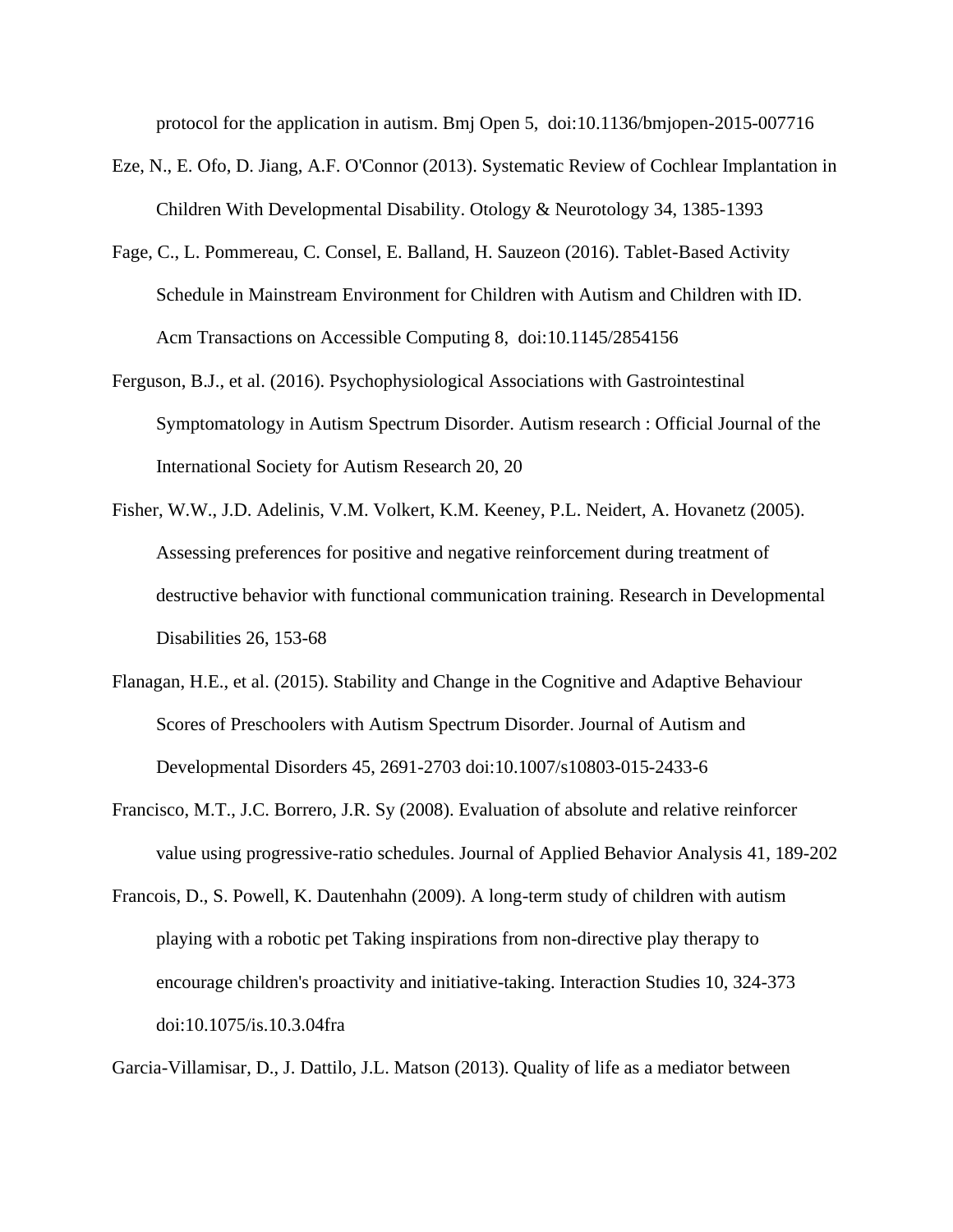protocol for the application in autism. Bmj Open 5, doi:10.1136/bmjopen-2015-007716

Eze, N., E. Ofo, D. Jiang, A.F. O'Connor (2013). Systematic Review of Cochlear Implantation in Children With Developmental Disability. Otology & Neurotology 34, 1385-1393

Fage, C., L. Pommereau, C. Consel, E. Balland, H. Sauzeon (2016). Tablet-Based Activity Schedule in Mainstream Environment for Children with Autism and Children with ID. Acm Transactions on Accessible Computing 8, doi:10.1145/2854156

Ferguson, B.J., et al. (2016). Psychophysiological Associations with Gastrointestinal Symptomatology in Autism Spectrum Disorder. Autism research : Official Journal of the International Society for Autism Research 20, 20

Fisher, W.W., J.D. Adelinis, V.M. Volkert, K.M. Keeney, P.L. Neidert, A. Hovanetz (2005). Assessing preferences for positive and negative reinforcement during treatment of destructive behavior with functional communication training. Research in Developmental Disabilities 26, 153-68

Flanagan, H.E., et al. (2015). Stability and Change in the Cognitive and Adaptive Behaviour Scores of Preschoolers with Autism Spectrum Disorder. Journal of Autism and Developmental Disorders 45, 2691-2703 doi:10.1007/s10803-015-2433-6

Francisco, M.T., J.C. Borrero, J.R. Sy (2008). Evaluation of absolute and relative reinforcer value using progressive-ratio schedules. Journal of Applied Behavior Analysis 41, 189-202

Francois, D., S. Powell, K. Dautenhahn (2009). A long-term study of children with autism playing with a robotic pet Taking inspirations from non-directive play therapy to encourage children's proactivity and initiative-taking. Interaction Studies 10, 324-373 doi:10.1075/is.10.3.04fra

Garcia-Villamisar, D., J. Dattilo, J.L. Matson (2013). Quality of life as a mediator between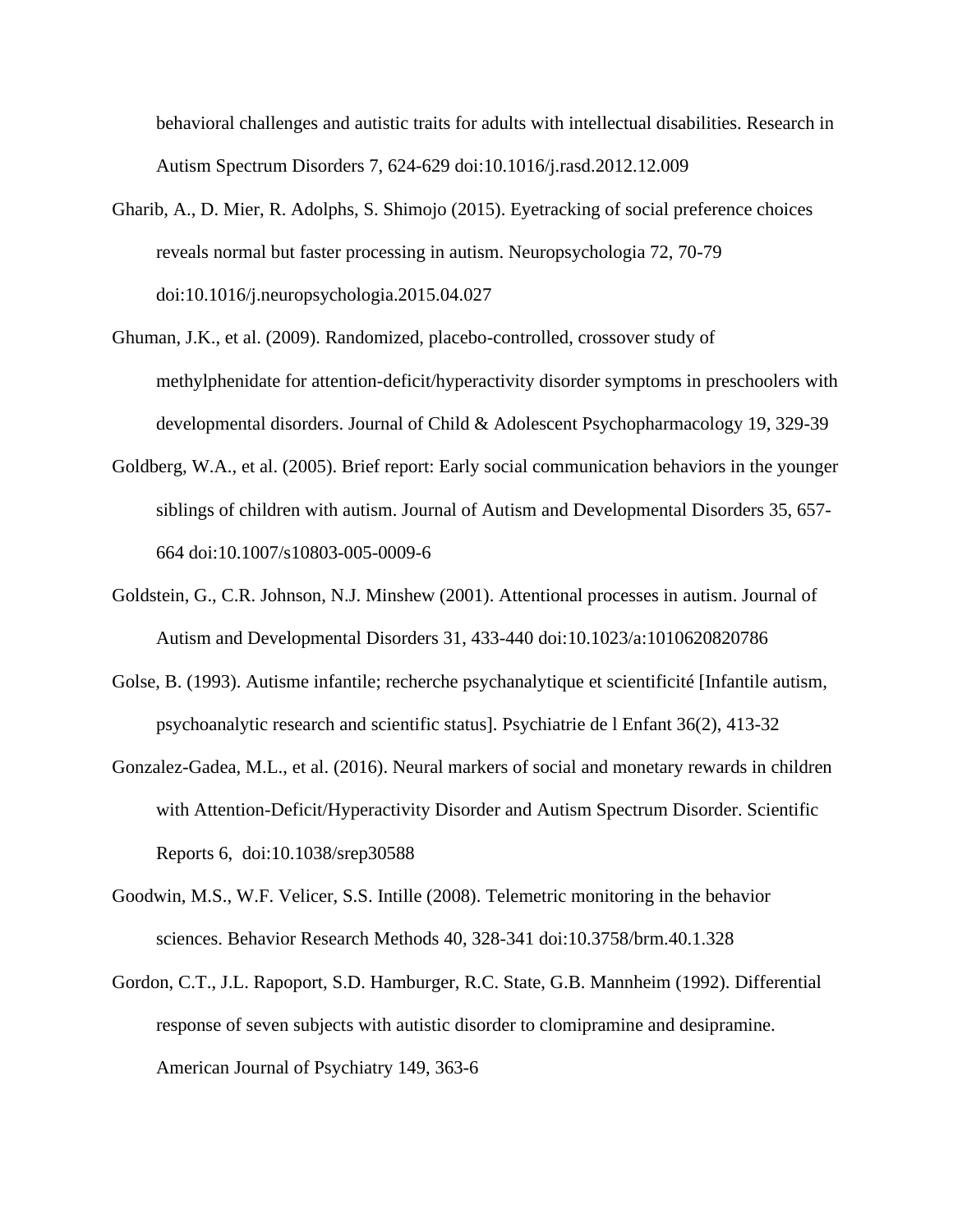behavioral challenges and autistic traits for adults with intellectual disabilities. Research in Autism Spectrum Disorders 7, 624-629 doi:10.1016/j.rasd.2012.12.009

Gharib, A., D. Mier, R. Adolphs, S. Shimojo (2015). Eyetracking of social preference choices reveals normal but faster processing in autism. Neuropsychologia 72, 70-79 doi:10.1016/j.neuropsychologia.2015.04.027

Ghuman, J.K., et al. (2009). Randomized, placebo-controlled, crossover study of methylphenidate for attention-deficit/hyperactivity disorder symptoms in preschoolers with developmental disorders. Journal of Child & Adolescent Psychopharmacology 19, 329-39

Goldberg, W.A., et al. (2005). Brief report: Early social communication behaviors in the younger siblings of children with autism. Journal of Autism and Developmental Disorders 35, 657-664 doi:10.1007/s10803-005-0009-6

Goldstein, G., C.R. Johnson, N.J. Minshew (2001). Attentional processes in autism. Journal of Autism and Developmental Disorders 31, 433-440 doi:10.1023/a:1010620820786

Golse, B. (1993). Autisme infantile; recherche psychanalytique et scientificité [Infantile autism, psychoanalytic research and scientific status]. Psychiatrie de l Enfant 36(2), 413-32

Gonzalez-Gadea, M.L., et al. (2016). Neural markers of social and monetary rewards in children with Attention-Deficit/Hyperactivity Disorder and Autism Spectrum Disorder. Scientific Reports 6, doi:10.1038/srep30588

Goodwin, M.S., W.F. Velicer, S.S. Intille (2008). Telemetric monitoring in the behavior sciences. Behavior Research Methods 40, 328-341 doi:10.3758/brm.40.1.328

Gordon, C.T., J.L. Rapoport, S.D. Hamburger, R.C. State, G.B. Mannheim (1992). Differential response of seven subjects with autistic disorder to clomipramine and desipramine. American Journal of Psychiatry 149, 363-6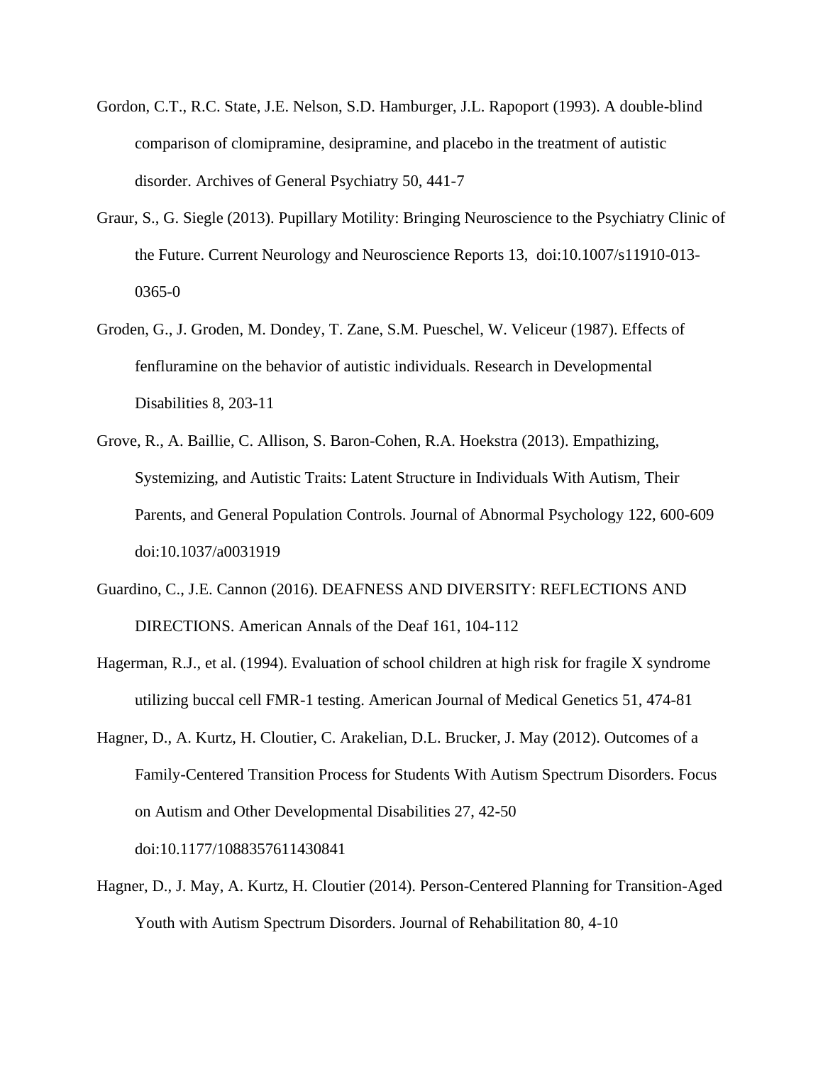Gordon, C.T., R.C. State, J.E. Nelson, S.D. Hamburger, J.L. Rapoport (1993). A double-blind comparison of clomipramine, desipramine, and placebo in the treatment of autistic disorder. Archives of General Psychiatry 50, 441-7

Graur, S., G. Siegle (2013). Pupillary Motility: Bringing Neuroscience to the Psychiatry Clinic of the Future. Current Neurology and Neuroscience Reports 13, doi:10.1007/s11910-013-0365-0

Groden, G., J. Groden, M. Dondey, T. Zane, S.M. Pueschel, W. Veliceur (1987). Effects of fenfluramine on the behavior of autistic individuals. Research in Developmental Disabilities 8, 203-11

Grove, R., A. Baillie, C. Allison, S. Baron-Cohen, R.A. Hoekstra (2013). Empathizing, Systemizing, and Autistic Traits: Latent Structure in Individuals With Autism, Their Parents, and General Population Controls. Journal of Abnormal Psychology 122, 600-609 doi:10.1037/a0031919

Guardino, C., J.E. Cannon (2016). DEAFNESS AND DIVERSITY: REFLECTIONS AND DIRECTIONS. American Annals of the Deaf 161, 104-112

Hagerman, R.J., et al. (1994). Evaluation of school children at high risk for fragile X syndrome utilizing buccal cell FMR-1 testing. American Journal of Medical Genetics 51, 474-81

Hagner, D., A. Kurtz, H. Cloutier, C. Arakelian, D.L. Brucker, J. May (2012). Outcomes of a Family-Centered Transition Process for Students With Autism Spectrum Disorders. Focus on Autism and Other Developmental Disabilities 27, 42-50 doi:10.1177/1088357611430841

Hagner, D., J. May, A. Kurtz, H. Cloutier (2014). Person-Centered Planning for Transition-Aged Youth with Autism Spectrum Disorders. Journal of Rehabilitation 80, 4-10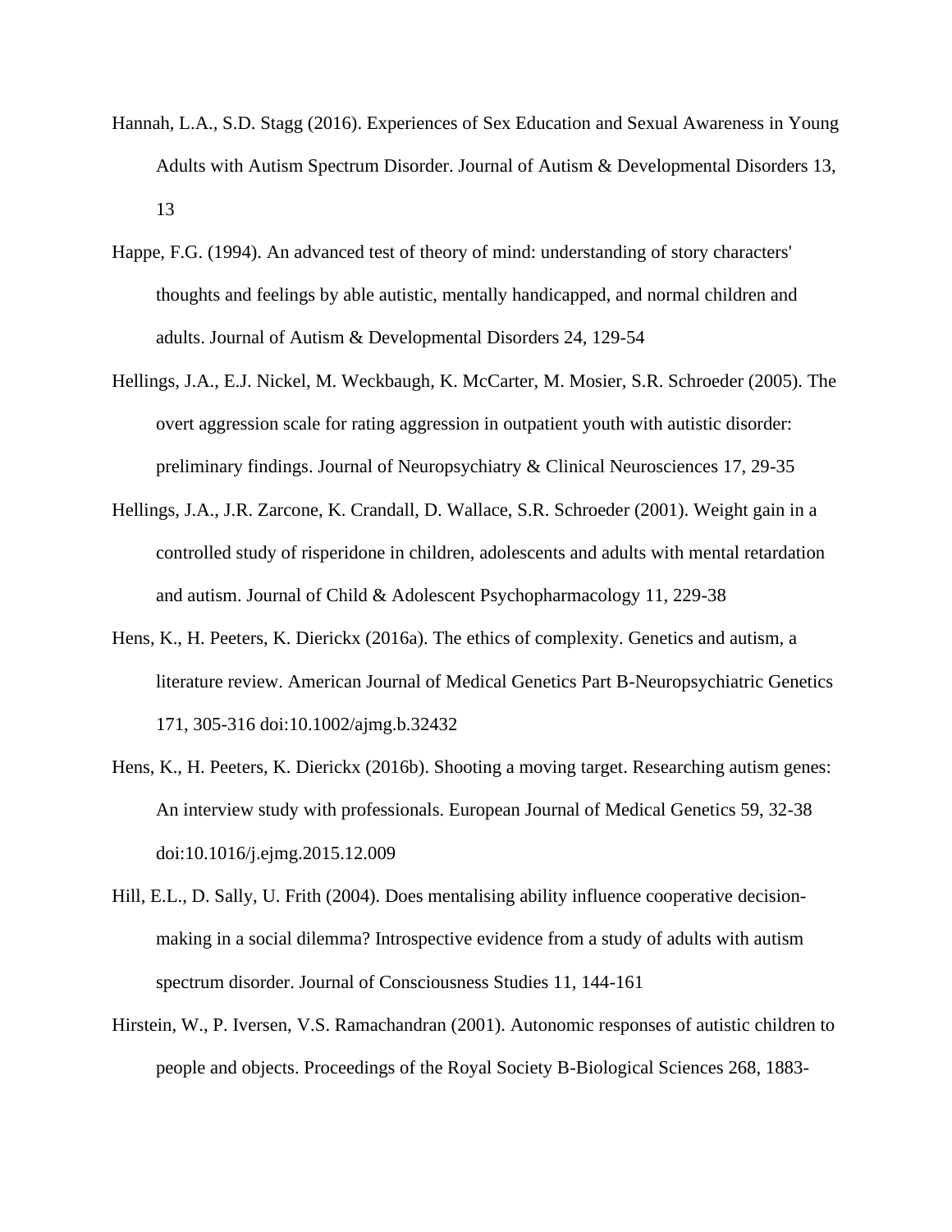Hannah, L.A., S.D. Stagg (2016). Experiences of Sex Education and Sexual Awareness in Young Adults with Autism Spectrum Disorder. Journal of Autism & Developmental Disorders 13, 13

Happe, F.G. (1994). An advanced test of theory of mind: understanding of story characters' thoughts and feelings by able autistic, mentally handicapped, and normal children and adults. Journal of Autism & Developmental Disorders 24, 129-54

Hellings, J.A., E.J. Nickel, M. Weckbaugh, K. McCarter, M. Mosier, S.R. Schroeder (2005). The overt aggression scale for rating aggression in outpatient youth with autistic disorder: preliminary findings. Journal of Neuropsychiatry & Clinical Neurosciences 17, 29-35

Hellings, J.A., J.R. Zarcone, K. Crandall, D. Wallace, S.R. Schroeder (2001). Weight gain in a controlled study of risperidone in children, adolescents and adults with mental retardation and autism. Journal of Child & Adolescent Psychopharmacology 11, 229-38

Hens, K., H. Peeters, K. Dierickx (2016a). The ethics of complexity. Genetics and autism, a literature review. American Journal of Medical Genetics Part B-Neuropsychiatric Genetics 171, 305-316 doi:10.1002/ajmg.b.32432

Hens, K., H. Peeters, K. Dierickx (2016b). Shooting a moving target. Researching autism genes: An interview study with professionals. European Journal of Medical Genetics 59, 32-38 doi:10.1016/j.ejmg.2015.12.009

Hill, E.L., D. Sally, U. Frith (2004). Does mentalising ability influence cooperative decision-making in a social dilemma? Introspective evidence from a study of adults with autism spectrum disorder. Journal of Consciousness Studies 11, 144-161

Hirstein, W., P. Iversen, V.S. Ramachandran (2001). Autonomic responses of autistic children to people and objects. Proceedings of the Royal Society B-Biological Sciences 268, 1883-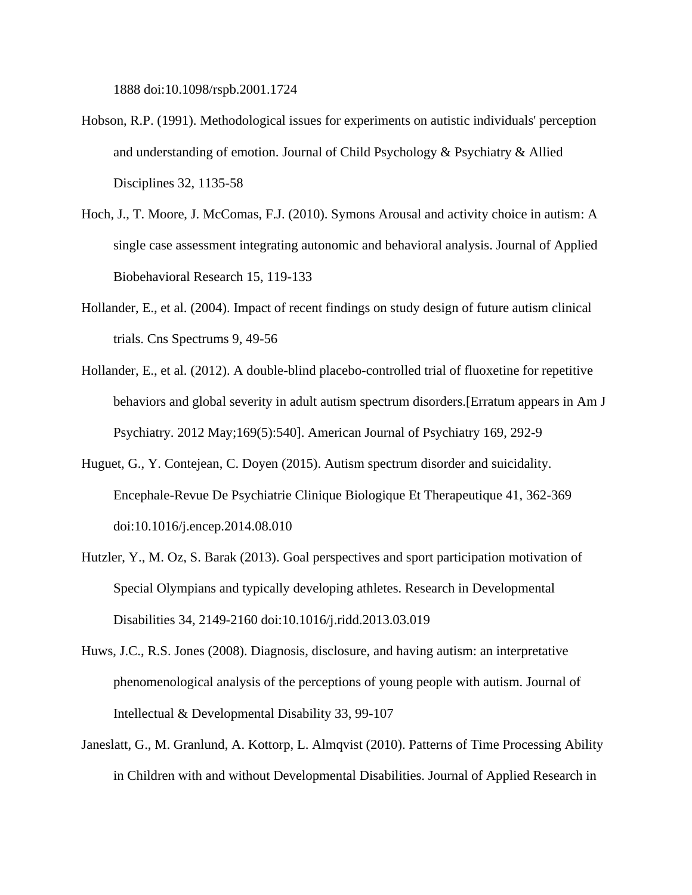1888 doi:10.1098/rspb.2001.1724

Hobson, R.P. (1991). Methodological issues for experiments on autistic individuals' perception and understanding of emotion. Journal of Child Psychology & Psychiatry & Allied Disciplines 32, 1135-58

Hoch, J., T. Moore, J. McComas, F.J. (2010). Symons Arousal and activity choice in autism: A single case assessment integrating autonomic and behavioral analysis. Journal of Applied Biobehavioral Research 15, 119-133

Hollander, E., et al. (2004). Impact of recent findings on study design of future autism clinical trials. Cns Spectrums 9, 49-56

Hollander, E., et al. (2012). A double-blind placebo-controlled trial of fluoxetine for repetitive behaviors and global severity in adult autism spectrum disorders.[Erratum appears in Am J Psychiatry. 2012 May;169(5):540]. American Journal of Psychiatry 169, 292-9

Huguet, G., Y. Contejean, C. Doyen (2015). Autism spectrum disorder and suicidality. Encephale-Revue De Psychiatrie Clinique Biologique Et Therapeutique 41, 362-369 doi:10.1016/j.encep.2014.08.010

Hutzler, Y., M. Oz, S. Barak (2013). Goal perspectives and sport participation motivation of Special Olympians and typically developing athletes. Research in Developmental Disabilities 34, 2149-2160 doi:10.1016/j.ridd.2013.03.019

Huws, J.C., R.S. Jones (2008). Diagnosis, disclosure, and having autism: an interpretative phenomenological analysis of the perceptions of young people with autism. Journal of Intellectual & Developmental Disability 33, 99-107

Janeslatt, G., M. Granlund, A. Kottorp, L. Almqvist (2010). Patterns of Time Processing Ability in Children with and without Developmental Disabilities. Journal of Applied Research in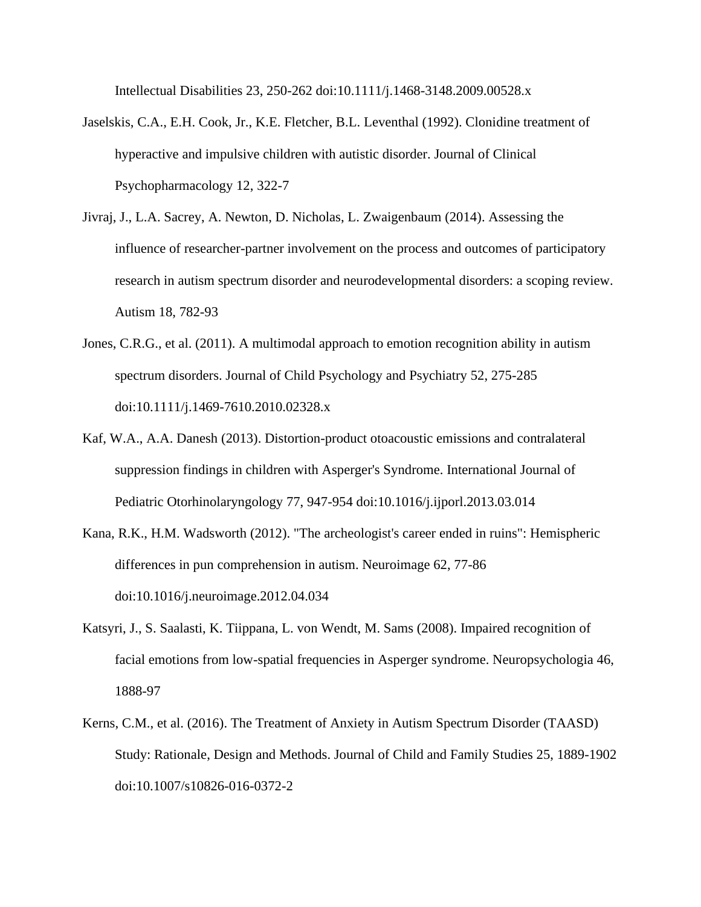Intellectual Disabilities 23, 250-262 doi:10.1111/j.1468-3148.2009.00528.x

Jaselskis, C.A., E.H. Cook, Jr., K.E. Fletcher, B.L. Leventhal (1992). Clonidine treatment of hyperactive and impulsive children with autistic disorder. Journal of Clinical Psychopharmacology 12, 322-7

Jivraj, J., L.A. Sacrey, A. Newton, D. Nicholas, L. Zwaigenbaum (2014). Assessing the influence of researcher-partner involvement on the process and outcomes of participatory research in autism spectrum disorder and neurodevelopmental disorders: a scoping review. Autism 18, 782-93

Jones, C.R.G., et al. (2011). A multimodal approach to emotion recognition ability in autism spectrum disorders. Journal of Child Psychology and Psychiatry 52, 275-285 doi:10.1111/j.1469-7610.2010.02328.x

Kaf, W.A., A.A. Danesh (2013). Distortion-product otoacoustic emissions and contralateral suppression findings in children with Asperger's Syndrome. International Journal of Pediatric Otorhinolaryngology 77, 947-954 doi:10.1016/j.ijporl.2013.03.014

Kana, R.K., H.M. Wadsworth (2012). "The archeologist's career ended in ruins": Hemispheric differences in pun comprehension in autism. Neuroimage 62, 77-86 doi:10.1016/j.neuroimage.2012.04.034

Katsyri, J., S. Saalasti, K. Tiippana, L. von Wendt, M. Sams (2008). Impaired recognition of facial emotions from low-spatial frequencies in Asperger syndrome. Neuropsychologia 46, 1888-97

Kerns, C.M., et al. (2016). The Treatment of Anxiety in Autism Spectrum Disorder (TAASD) Study: Rationale, Design and Methods. Journal of Child and Family Studies 25, 1889-1902 doi:10.1007/s10826-016-0372-2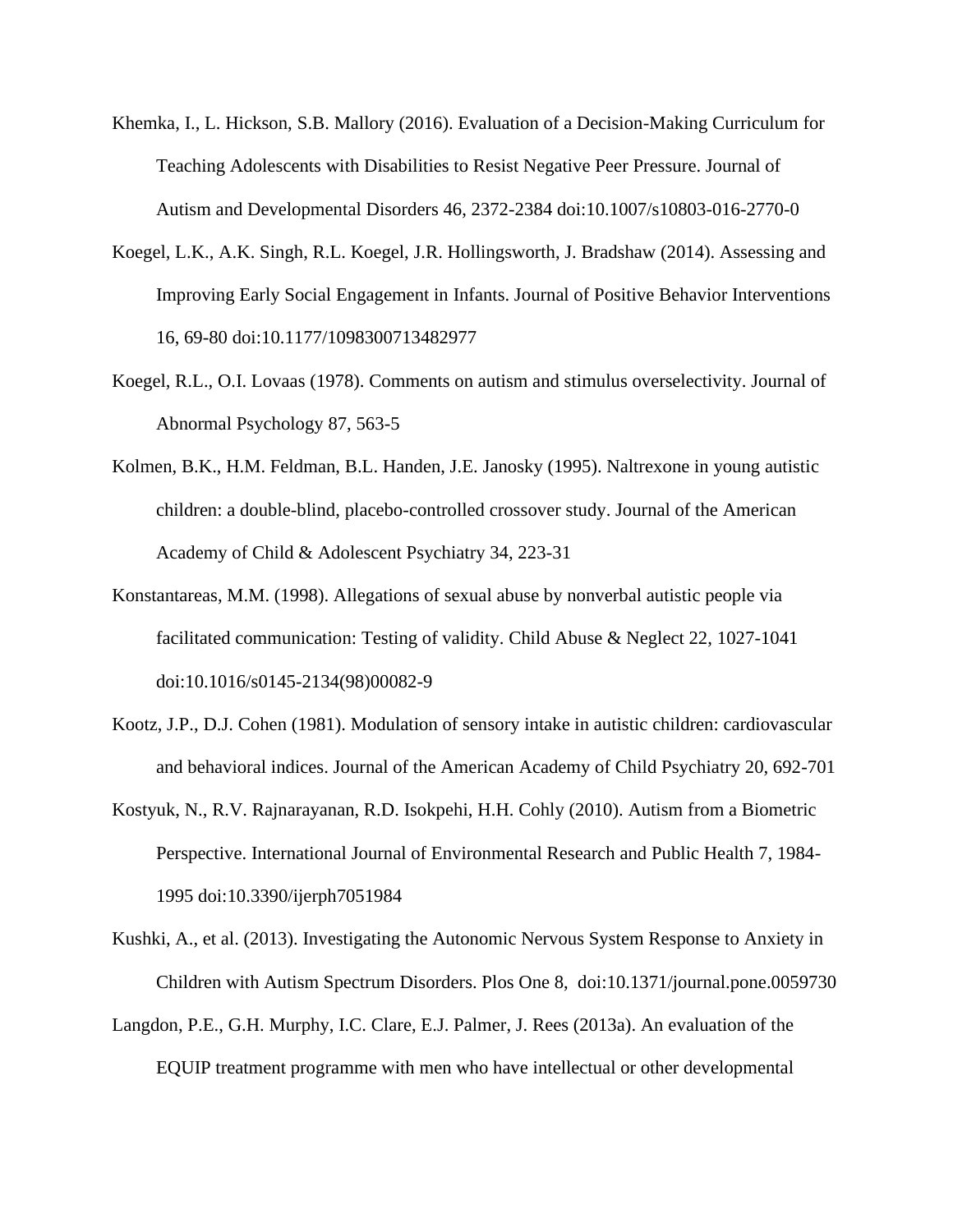Khemka, I., L. Hickson, S.B. Mallory (2016). Evaluation of a Decision-Making Curriculum for Teaching Adolescents with Disabilities to Resist Negative Peer Pressure. Journal of Autism and Developmental Disorders 46, 2372-2384 doi:10.1007/s10803-016-2770-0

Koegel, L.K., A.K. Singh, R.L. Koegel, J.R. Hollingsworth, J. Bradshaw (2014). Assessing and Improving Early Social Engagement in Infants. Journal of Positive Behavior Interventions 16, 69-80 doi:10.1177/1098300713482977

Koegel, R.L., O.I. Lovaas (1978). Comments on autism and stimulus overselectivity. Journal of Abnormal Psychology 87, 563-5

Kolmen, B.K., H.M. Feldman, B.L. Handen, J.E. Janosky (1995). Naltrexone in young autistic children: a double-blind, placebo-controlled crossover study. Journal of the American Academy of Child & Adolescent Psychiatry 34, 223-31

Konstantareas, M.M. (1998). Allegations of sexual abuse by nonverbal autistic people via facilitated communication: Testing of validity. Child Abuse & Neglect 22, 1027-1041 doi:10.1016/s0145-2134(98)00082-9

Kootz, J.P., D.J. Cohen (1981). Modulation of sensory intake in autistic children: cardiovascular and behavioral indices. Journal of the American Academy of Child Psychiatry 20, 692-701

Kostyuk, N., R.V. Rajnarayanan, R.D. Isokpehi, H.H. Cohly (2010). Autism from a Biometric Perspective. International Journal of Environmental Research and Public Health 7, 1984-1995 doi:10.3390/ijerph7051984

Kushki, A., et al. (2013). Investigating the Autonomic Nervous System Response to Anxiety in Children with Autism Spectrum Disorders. Plos One 8, doi:10.1371/journal.pone.0059730

Langdon, P.E., G.H. Murphy, I.C. Clare, E.J. Palmer, J. Rees (2013a). An evaluation of the EQUIP treatment programme with men who have intellectual or other developmental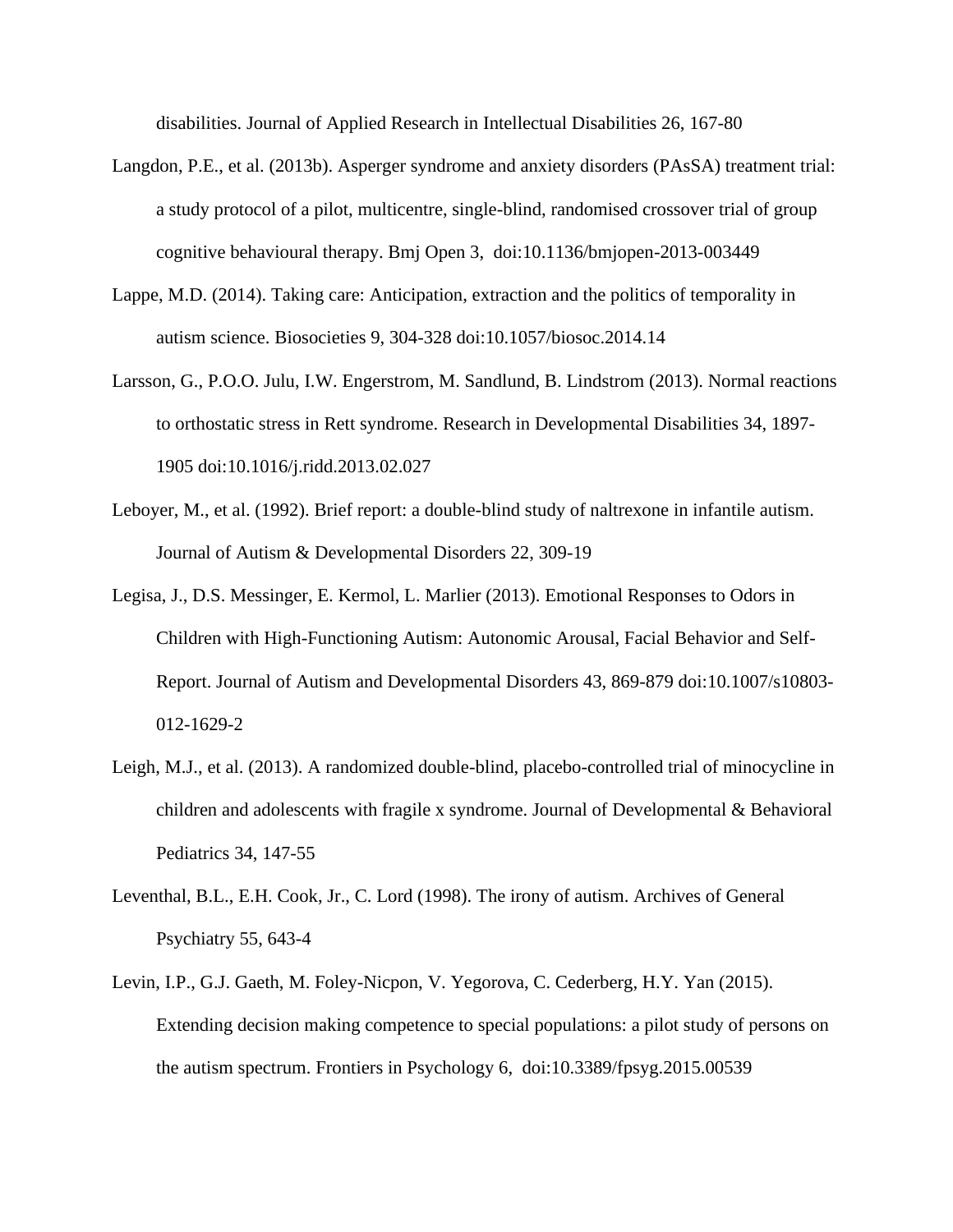disabilities. Journal of Applied Research in Intellectual Disabilities 26, 167-80

Langdon, P.E., et al. (2013b). Asperger syndrome and anxiety disorders (PAsSA) treatment trial: a study protocol of a pilot, multicentre, single-blind, randomised crossover trial of group cognitive behavioural therapy. Bmj Open 3, doi:10.1136/bmjopen-2013-003449

Lappe, M.D. (2014). Taking care: Anticipation, extraction and the politics of temporality in autism science. Biosocieties 9, 304-328 doi:10.1057/biosoc.2014.14

Larsson, G., P.O.O. Julu, I.W. Engerstrom, M. Sandlund, B. Lindstrom (2013). Normal reactions to orthostatic stress in Rett syndrome. Research in Developmental Disabilities 34, 1897-1905 doi:10.1016/j.ridd.2013.02.027

Leboyer, M., et al. (1992). Brief report: a double-blind study of naltrexone in infantile autism. Journal of Autism & Developmental Disorders 22, 309-19

Legisa, J., D.S. Messinger, E. Kermol, L. Marlier (2013). Emotional Responses to Odors in Children with High-Functioning Autism: Autonomic Arousal, Facial Behavior and Self-Report. Journal of Autism and Developmental Disorders 43, 869-879 doi:10.1007/s10803-012-1629-2

Leigh, M.J., et al. (2013). A randomized double-blind, placebo-controlled trial of minocycline in children and adolescents with fragile x syndrome. Journal of Developmental & Behavioral Pediatrics 34, 147-55

Leventhal, B.L., E.H. Cook, Jr., C. Lord (1998). The irony of autism. Archives of General Psychiatry 55, 643-4

Levin, I.P., G.J. Gaeth, M. Foley-Nicpon, V. Yegorova, C. Cederberg, H.Y. Yan (2015). Extending decision making competence to special populations: a pilot study of persons on the autism spectrum. Frontiers in Psychology 6, doi:10.3389/fpsyg.2015.00539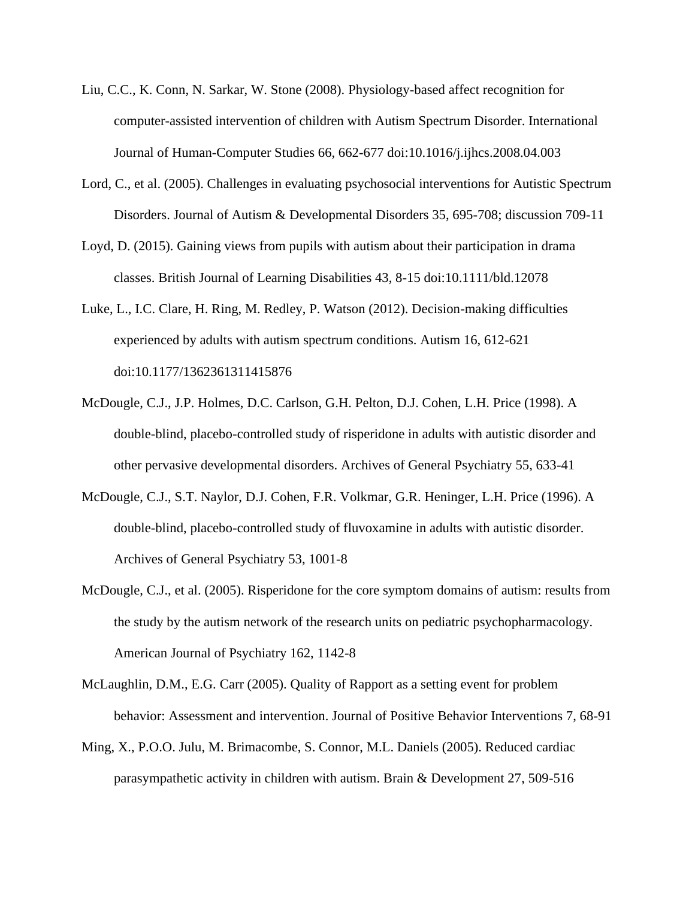Liu, C.C., K. Conn, N. Sarkar, W. Stone (2008). Physiology-based affect recognition for computer-assisted intervention of children with Autism Spectrum Disorder. International Journal of Human-Computer Studies 66, 662-677 doi:10.1016/j.ijhcs.2008.04.003

Lord, C., et al. (2005). Challenges in evaluating psychosocial interventions for Autistic Spectrum Disorders. Journal of Autism & Developmental Disorders 35, 695-708; discussion 709-11

Loyd, D. (2015). Gaining views from pupils with autism about their participation in drama classes. British Journal of Learning Disabilities 43, 8-15 doi:10.1111/bld.12078

Luke, L., I.C. Clare, H. Ring, M. Redley, P. Watson (2012). Decision-making difficulties experienced by adults with autism spectrum conditions. Autism 16, 612-621 doi:10.1177/1362361311415876

McDougle, C.J., J.P. Holmes, D.C. Carlson, G.H. Pelton, D.J. Cohen, L.H. Price (1998). A double-blind, placebo-controlled study of risperidone in adults with autistic disorder and other pervasive developmental disorders. Archives of General Psychiatry 55, 633-41

McDougle, C.J., S.T. Naylor, D.J. Cohen, F.R. Volkmar, G.R. Heninger, L.H. Price (1996). A double-blind, placebo-controlled study of fluvoxamine in adults with autistic disorder. Archives of General Psychiatry 53, 1001-8

McDougle, C.J., et al. (2005). Risperidone for the core symptom domains of autism: results from the study by the autism network of the research units on pediatric psychopharmacology. American Journal of Psychiatry 162, 1142-8

McLaughlin, D.M., E.G. Carr (2005). Quality of Rapport as a setting event for problem behavior: Assessment and intervention. Journal of Positive Behavior Interventions 7, 68-91

Ming, X., P.O.O. Julu, M. Brimacombe, S. Connor, M.L. Daniels (2005). Reduced cardiac parasympathetic activity in children with autism. Brain & Development 27, 509-516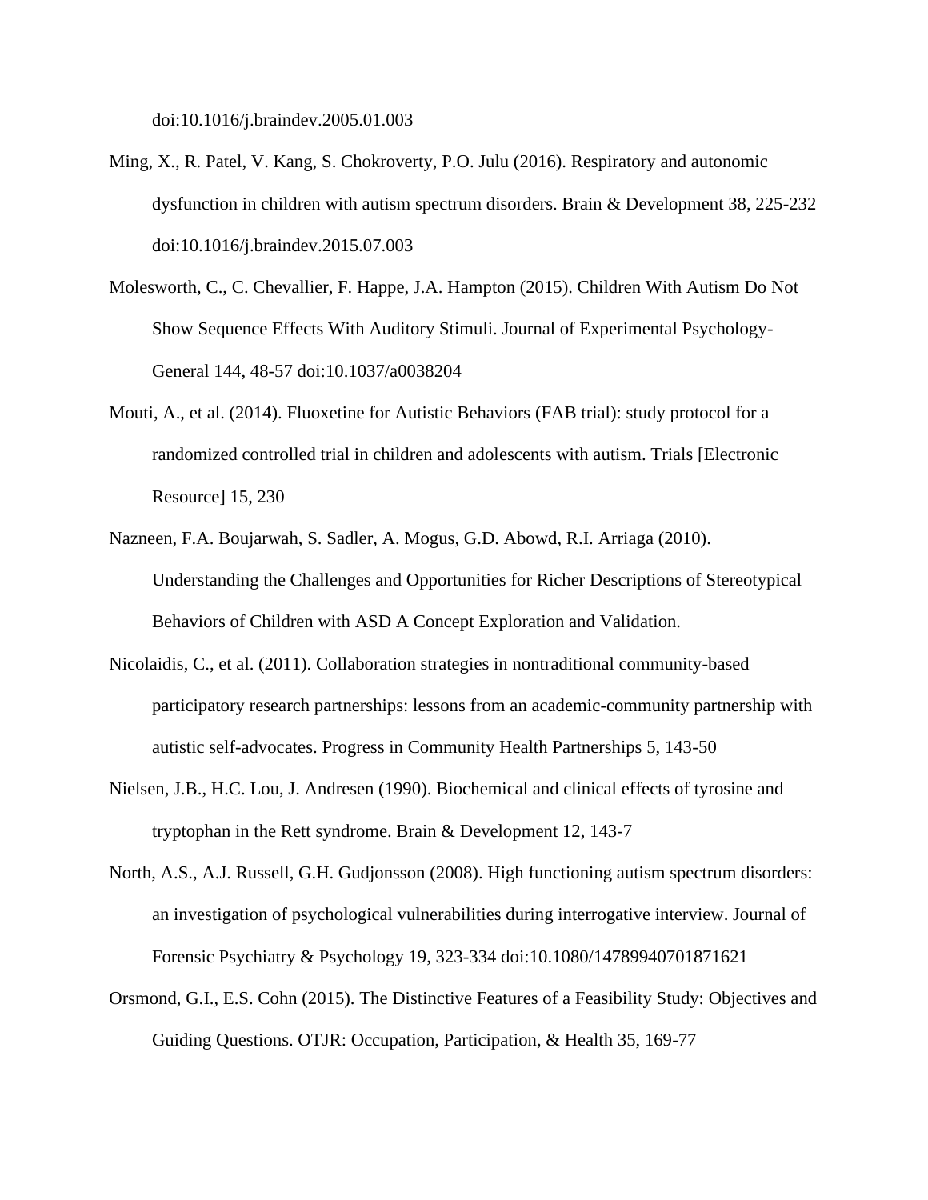doi:10.1016/j.braindev.2005.01.003

Ming, X., R. Patel, V. Kang, S. Chokroverty, P.O. Julu (2016). Respiratory and autonomic dysfunction in children with autism spectrum disorders. Brain & Development 38, 225-232 doi:10.1016/j.braindev.2015.07.003

Molesworth, C., C. Chevallier, F. Happe, J.A. Hampton (2015). Children With Autism Do Not Show Sequence Effects With Auditory Stimuli. Journal of Experimental Psychology-General 144, 48-57 doi:10.1037/a0038204

Mouti, A., et al. (2014). Fluoxetine for Autistic Behaviors (FAB trial): study protocol for a randomized controlled trial in children and adolescents with autism. Trials [Electronic Resource] 15, 230

Nazneen, F.A. Boujarwah, S. Sadler, A. Mogus, G.D. Abowd, R.I. Arriaga (2010). Understanding the Challenges and Opportunities for Richer Descriptions of Stereotypical Behaviors of Children with ASD A Concept Exploration and Validation.

Nicolaidis, C., et al. (2011). Collaboration strategies in nontraditional community-based participatory research partnerships: lessons from an academic-community partnership with autistic self-advocates. Progress in Community Health Partnerships 5, 143-50

Nielsen, J.B., H.C. Lou, J. Andresen (1990). Biochemical and clinical effects of tyrosine and tryptophan in the Rett syndrome. Brain & Development 12, 143-7

North, A.S., A.J. Russell, G.H. Gudjonsson (2008). High functioning autism spectrum disorders: an investigation of psychological vulnerabilities during interrogative interview. Journal of Forensic Psychiatry & Psychology 19, 323-334 doi:10.1080/14789940701871621

Orsmond, G.I., E.S. Cohn (2015). The Distinctive Features of a Feasibility Study: Objectives and Guiding Questions. OTJR: Occupation, Participation, & Health 35, 169-77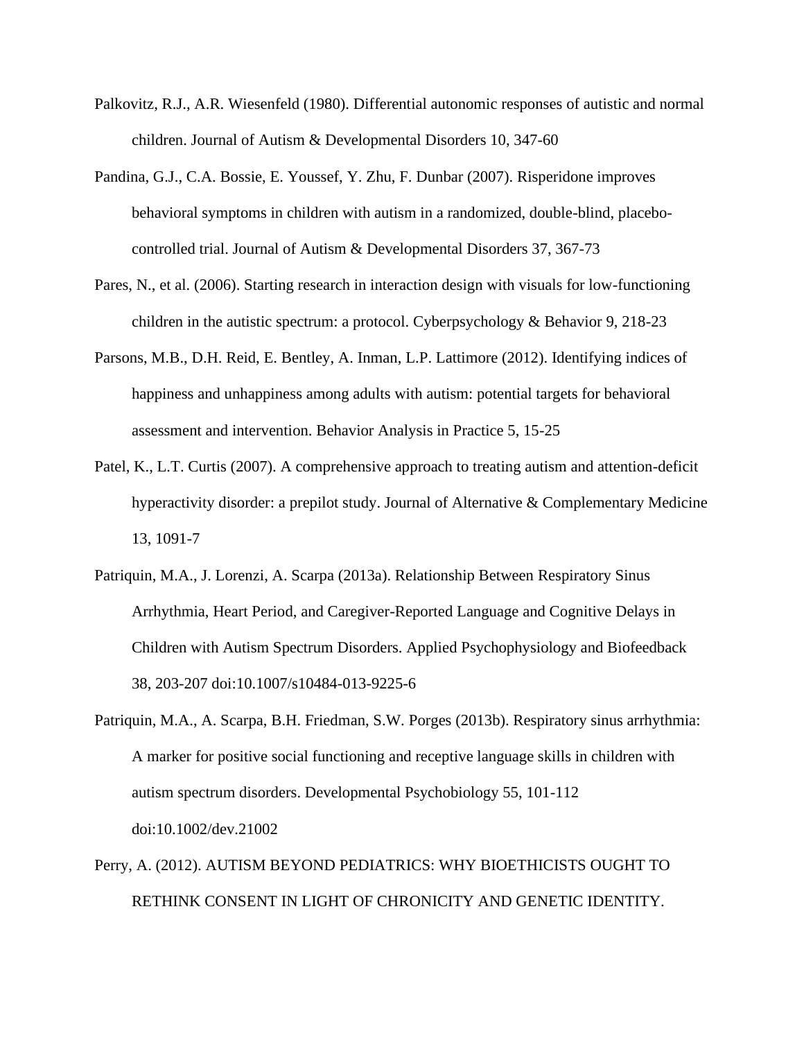Palkovitz, R.J., A.R. Wiesenfeld (1980). Differential autonomic responses of autistic and normal children. Journal of Autism & Developmental Disorders 10, 347-60

Pandina, G.J., C.A. Bossie, E. Youssef, Y. Zhu, F. Dunbar (2007). Risperidone improves behavioral symptoms in children with autism in a randomized, double-blind, placebo-controlled trial. Journal of Autism & Developmental Disorders 37, 367-73

Pares, N., et al. (2006). Starting research in interaction design with visuals for low-functioning children in the autistic spectrum: a protocol. Cyberpsychology & Behavior 9, 218-23

Parsons, M.B., D.H. Reid, E. Bentley, A. Inman, L.P. Lattimore (2012). Identifying indices of happiness and unhappiness among adults with autism: potential targets for behavioral assessment and intervention. Behavior Analysis in Practice 5, 15-25

Patel, K., L.T. Curtis (2007). A comprehensive approach to treating autism and attention-deficit hyperactivity disorder: a prepilot study. Journal of Alternative & Complementary Medicine 13, 1091-7

Patriquin, M.A., J. Lorenzi, A. Scarpa (2013a). Relationship Between Respiratory Sinus Arrhythmia, Heart Period, and Caregiver-Reported Language and Cognitive Delays in Children with Autism Spectrum Disorders. Applied Psychophysiology and Biofeedback 38, 203-207 doi:10.1007/s10484-013-9225-6

Patriquin, M.A., A. Scarpa, B.H. Friedman, S.W. Porges (2013b). Respiratory sinus arrhythmia: A marker for positive social functioning and receptive language skills in children with autism spectrum disorders. Developmental Psychobiology 55, 101-112 doi:10.1002/dev.21002

Perry, A. (2012). AUTISM BEYOND PEDIATRICS: WHY BIOETHICISTS OUGHT TO RETHINK CONSENT IN LIGHT OF CHRONICITY AND GENETIC IDENTITY.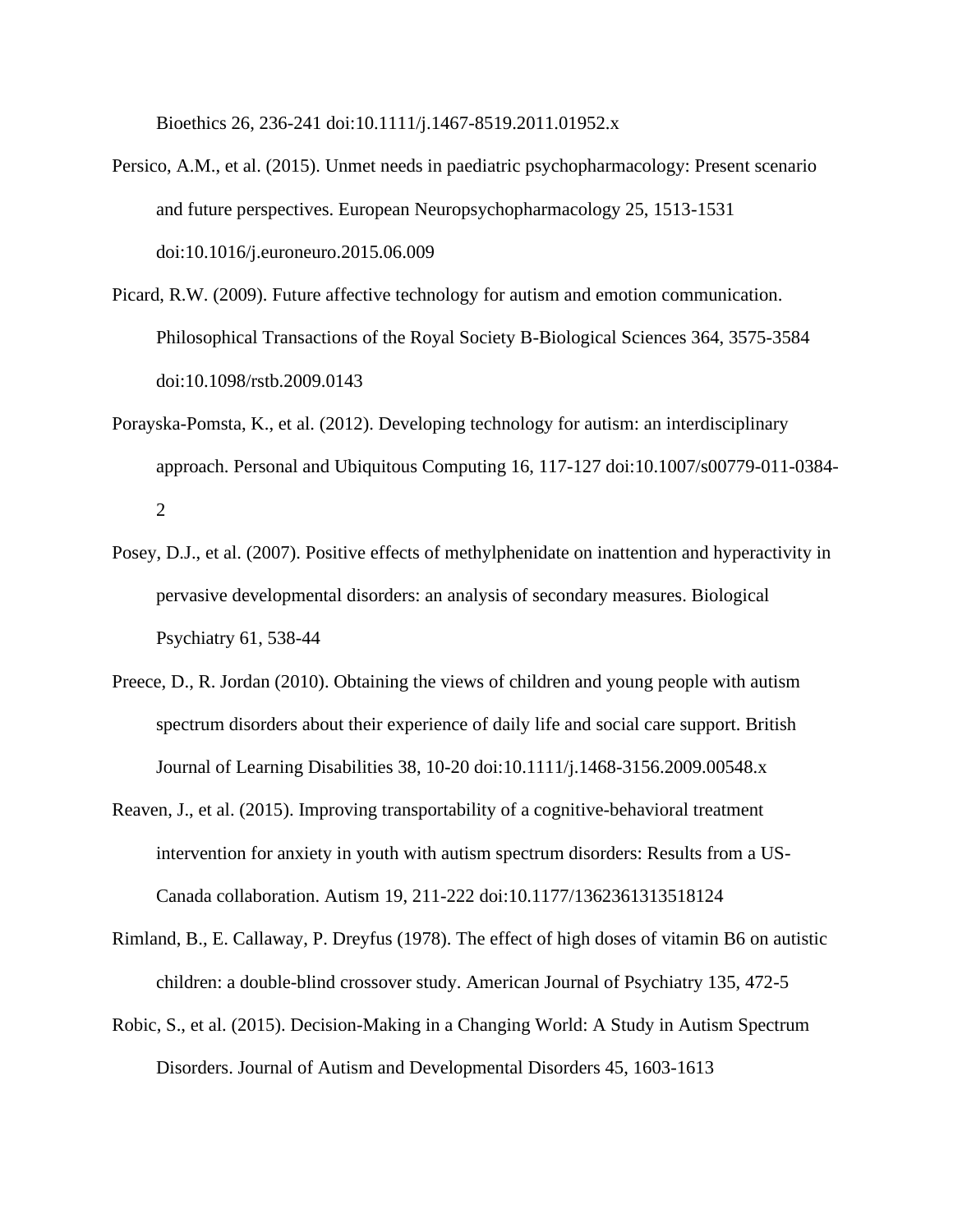Bioethics 26, 236-241 doi:10.1111/j.1467-8519.2011.01952.x

Persico, A.M., et al. (2015). Unmet needs in paediatric psychopharmacology: Present scenario and future perspectives. European Neuropsychopharmacology 25, 1513-1531 doi:10.1016/j.euroneuro.2015.06.009

Picard, R.W. (2009). Future affective technology for autism and emotion communication. Philosophical Transactions of the Royal Society B-Biological Sciences 364, 3575-3584 doi:10.1098/rstb.2009.0143

Porayska-Pomsta, K., et al. (2012). Developing technology for autism: an interdisciplinary approach. Personal and Ubiquitous Computing 16, 117-127 doi:10.1007/s00779-011-0384-2

Posey, D.J., et al. (2007). Positive effects of methylphenidate on inattention and hyperactivity in pervasive developmental disorders: an analysis of secondary measures. Biological Psychiatry 61, 538-44

Preece, D., R. Jordan (2010). Obtaining the views of children and young people with autism spectrum disorders about their experience of daily life and social care support. British Journal of Learning Disabilities 38, 10-20 doi:10.1111/j.1468-3156.2009.00548.x

Reaven, J., et al. (2015). Improving transportability of a cognitive-behavioral treatment intervention for anxiety in youth with autism spectrum disorders: Results from a US-Canada collaboration. Autism 19, 211-222 doi:10.1177/1362361313518124

Rimland, B., E. Callaway, P. Dreyfus (1978). The effect of high doses of vitamin B6 on autistic children: a double-blind crossover study. American Journal of Psychiatry 135, 472-5

Robic, S., et al. (2015). Decision-Making in a Changing World: A Study in Autism Spectrum Disorders. Journal of Autism and Developmental Disorders 45, 1603-1613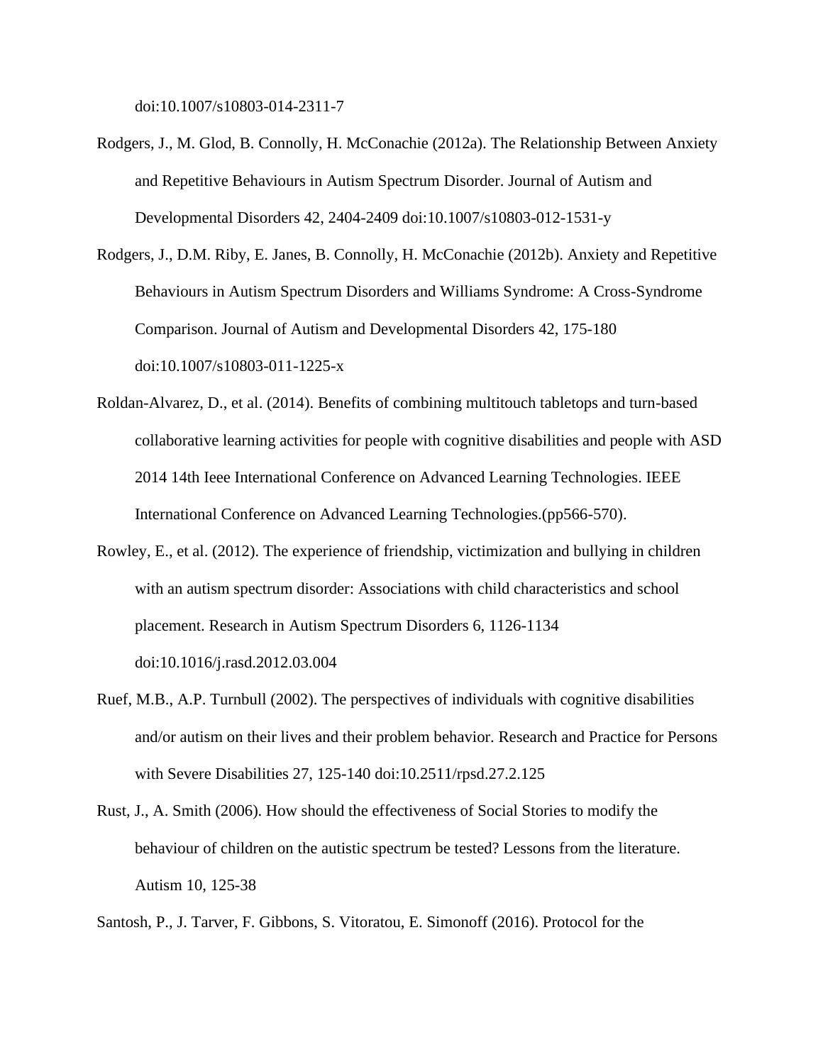doi:10.1007/s10803-014-2311-7

Rodgers, J., M. Glod, B. Connolly, H. McConachie (2012a). The Relationship Between Anxiety and Repetitive Behaviours in Autism Spectrum Disorder. Journal of Autism and Developmental Disorders 42, 2404-2409 doi:10.1007/s10803-012-1531-y

Rodgers, J., D.M. Riby, E. Janes, B. Connolly, H. McConachie (2012b). Anxiety and Repetitive Behaviours in Autism Spectrum Disorders and Williams Syndrome: A Cross-Syndrome Comparison. Journal of Autism and Developmental Disorders 42, 175-180 doi:10.1007/s10803-011-1225-x

Roldan-Alvarez, D., et al. (2014). Benefits of combining multitouch tabletops and turn-based collaborative learning activities for people with cognitive disabilities and people with ASD 2014 14th Ieee International Conference on Advanced Learning Technologies. IEEE International Conference on Advanced Learning Technologies.(pp566-570).

Rowley, E., et al. (2012). The experience of friendship, victimization and bullying in children with an autism spectrum disorder: Associations with child characteristics and school placement. Research in Autism Spectrum Disorders 6, 1126-1134 doi:10.1016/j.rasd.2012.03.004

Ruef, M.B., A.P. Turnbull (2002). The perspectives of individuals with cognitive disabilities and/or autism on their lives and their problem behavior. Research and Practice for Persons with Severe Disabilities 27, 125-140 doi:10.2511/rpsd.27.2.125

Rust, J., A. Smith (2006). How should the effectiveness of Social Stories to modify the behaviour of children on the autistic spectrum be tested? Lessons from the literature. Autism 10, 125-38

Santosh, P., J. Tarver, F. Gibbons, S. Vitoratou, E. Simonoff (2016). Protocol for the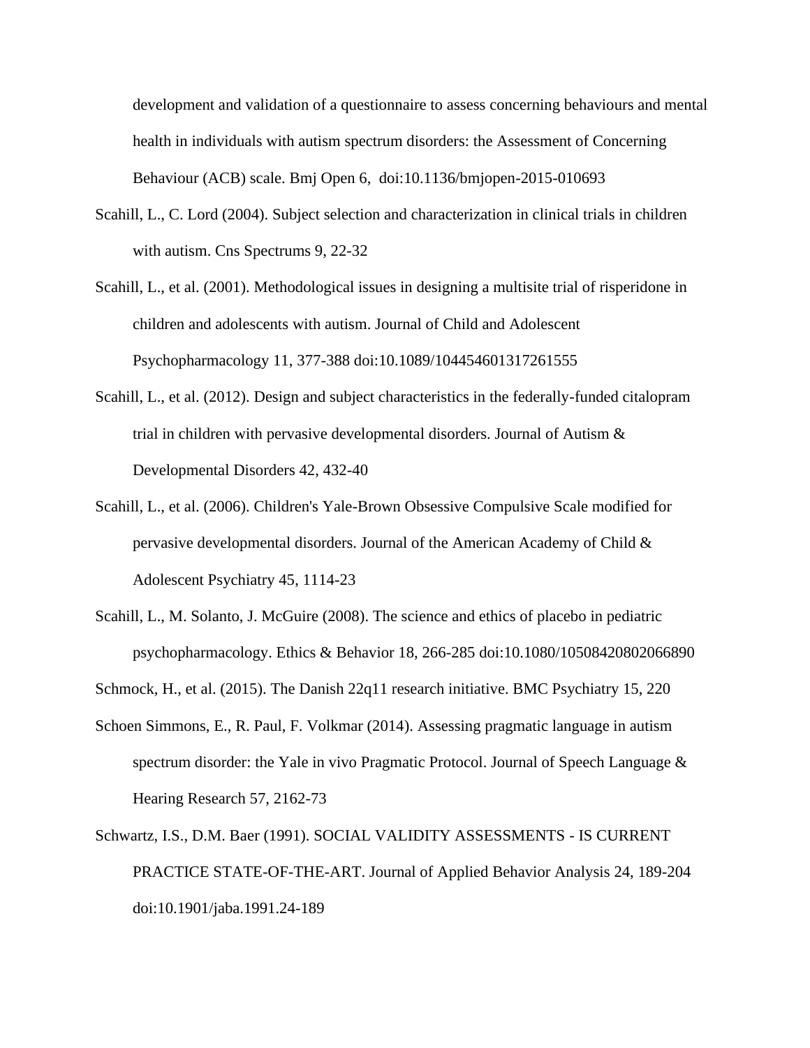development and validation of a questionnaire to assess concerning behaviours and mental health in individuals with autism spectrum disorders: the Assessment of Concerning Behaviour (ACB) scale. Bmj Open 6,  doi:10.1136/bmjopen-2015-010693

Scahill, L., C. Lord (2004). Subject selection and characterization in clinical trials in children with autism. Cns Spectrums 9, 22-32

Scahill, L., et al. (2001). Methodological issues in designing a multisite trial of risperidone in children and adolescents with autism. Journal of Child and Adolescent Psychopharmacology 11, 377-388 doi:10.1089/104454601317261555

Scahill, L., et al. (2012). Design and subject characteristics in the federally-funded citalopram trial in children with pervasive developmental disorders. Journal of Autism & Developmental Disorders 42, 432-40

Scahill, L., et al. (2006). Children's Yale-Brown Obsessive Compulsive Scale modified for pervasive developmental disorders. Journal of the American Academy of Child & Adolescent Psychiatry 45, 1114-23

Scahill, L., M. Solanto, J. McGuire (2008). The science and ethics of placebo in pediatric psychopharmacology. Ethics & Behavior 18, 266-285 doi:10.1080/10508420802066890

Schmock, H., et al. (2015). The Danish 22q11 research initiative. BMC Psychiatry 15, 220

Schoen Simmons, E., R. Paul, F. Volkmar (2014). Assessing pragmatic language in autism spectrum disorder: the Yale in vivo Pragmatic Protocol. Journal of Speech Language & Hearing Research 57, 2162-73

Schwartz, I.S., D.M. Baer (1991). SOCIAL VALIDITY ASSESSMENTS - IS CURRENT PRACTICE STATE-OF-THE-ART. Journal of Applied Behavior Analysis 24, 189-204 doi:10.1901/jaba.1991.24-189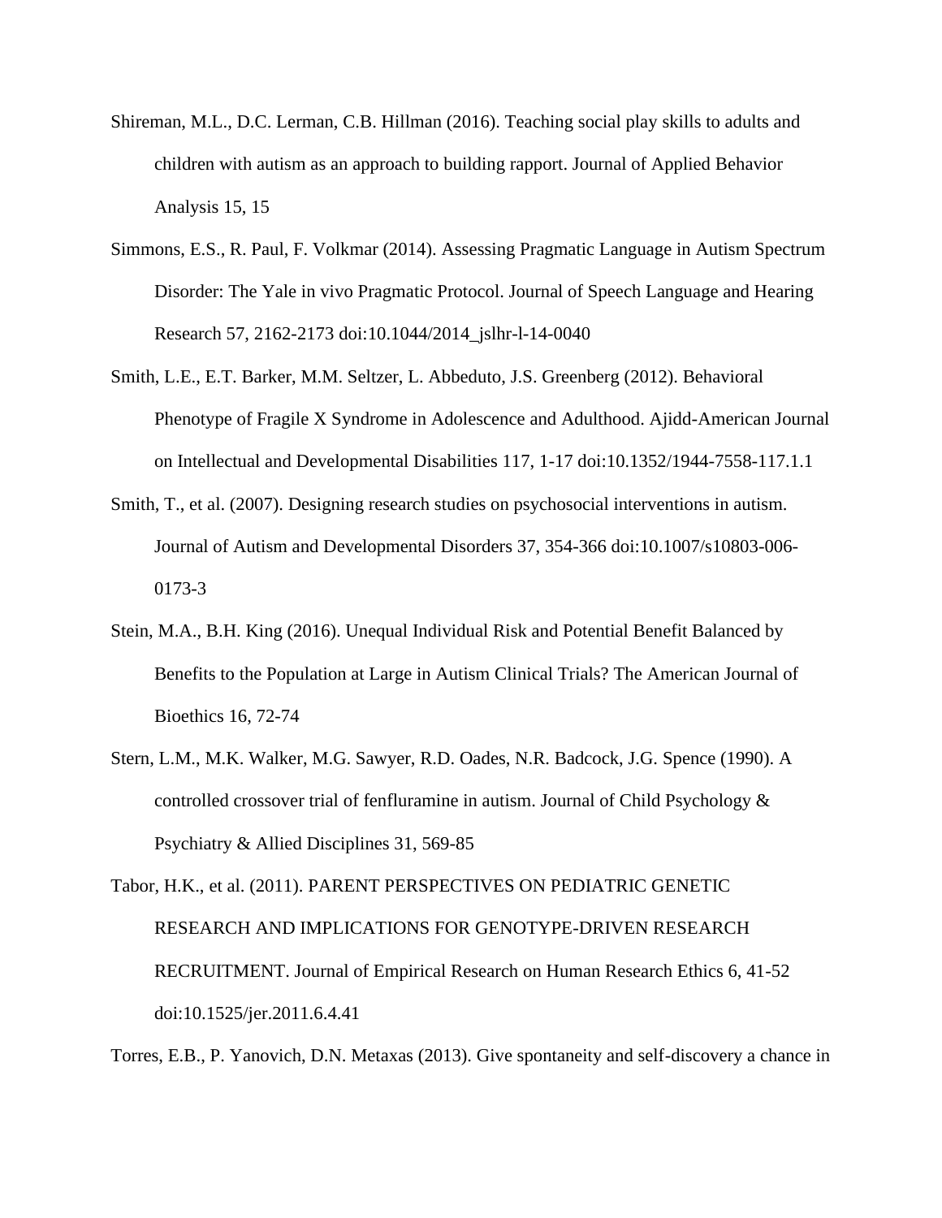Shireman, M.L., D.C. Lerman, C.B. Hillman (2016). Teaching social play skills to adults and children with autism as an approach to building rapport. Journal of Applied Behavior Analysis 15, 15

Simmons, E.S., R. Paul, F. Volkmar (2014). Assessing Pragmatic Language in Autism Spectrum Disorder: The Yale in vivo Pragmatic Protocol. Journal of Speech Language and Hearing Research 57, 2162-2173 doi:10.1044/2014_jslhr-l-14-0040

Smith, L.E., E.T. Barker, M.M. Seltzer, L. Abbeduto, J.S. Greenberg (2012). Behavioral Phenotype of Fragile X Syndrome in Adolescence and Adulthood. Ajidd-American Journal on Intellectual and Developmental Disabilities 117, 1-17 doi:10.1352/1944-7558-117.1.1

Smith, T., et al. (2007). Designing research studies on psychosocial interventions in autism. Journal of Autism and Developmental Disorders 37, 354-366 doi:10.1007/s10803-006-0173-3

Stein, M.A., B.H. King (2016). Unequal Individual Risk and Potential Benefit Balanced by Benefits to the Population at Large in Autism Clinical Trials? The American Journal of Bioethics 16, 72-74

Stern, L.M., M.K. Walker, M.G. Sawyer, R.D. Oades, N.R. Badcock, J.G. Spence (1990). A controlled crossover trial of fenfluramine in autism. Journal of Child Psychology & Psychiatry & Allied Disciplines 31, 569-85

Tabor, H.K., et al. (2011). PARENT PERSPECTIVES ON PEDIATRIC GENETIC RESEARCH AND IMPLICATIONS FOR GENOTYPE-DRIVEN RESEARCH RECRUITMENT. Journal of Empirical Research on Human Research Ethics 6, 41-52 doi:10.1525/jer.2011.6.4.41

Torres, E.B., P. Yanovich, D.N. Metaxas (2013). Give spontaneity and self-discovery a chance in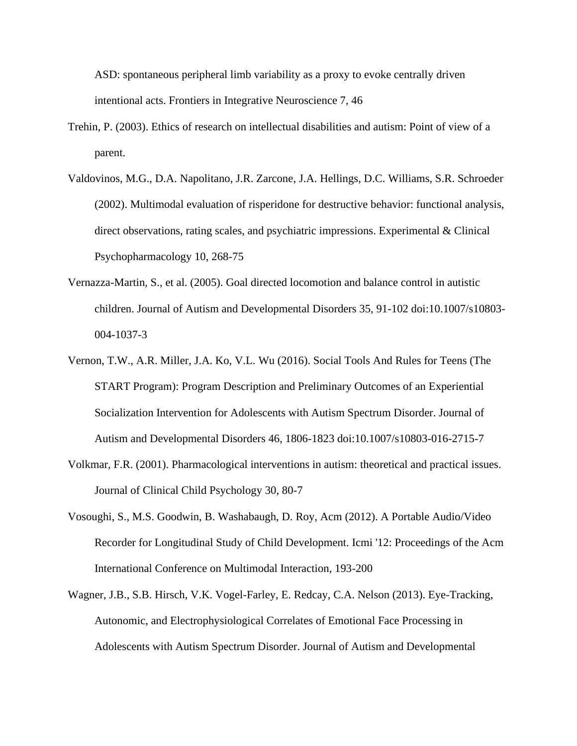ASD: spontaneous peripheral limb variability as a proxy to evoke centrally driven intentional acts. Frontiers in Integrative Neuroscience 7, 46

Trehin, P. (2003). Ethics of research on intellectual disabilities and autism: Point of view of a parent.

Valdovinos, M.G., D.A. Napolitano, J.R. Zarcone, J.A. Hellings, D.C. Williams, S.R. Schroeder (2002). Multimodal evaluation of risperidone for destructive behavior: functional analysis, direct observations, rating scales, and psychiatric impressions. Experimental & Clinical Psychopharmacology 10, 268-75

Vernazza-Martin, S., et al. (2005). Goal directed locomotion and balance control in autistic children. Journal of Autism and Developmental Disorders 35, 91-102 doi:10.1007/s10803-004-1037-3

Vernon, T.W., A.R. Miller, J.A. Ko, V.L. Wu (2016). Social Tools And Rules for Teens (The START Program): Program Description and Preliminary Outcomes of an Experiential Socialization Intervention for Adolescents with Autism Spectrum Disorder. Journal of Autism and Developmental Disorders 46, 1806-1823 doi:10.1007/s10803-016-2715-7

Volkmar, F.R. (2001). Pharmacological interventions in autism: theoretical and practical issues. Journal of Clinical Child Psychology 30, 80-7

Vosoughi, S., M.S. Goodwin, B. Washabaugh, D. Roy, Acm (2012). A Portable Audio/Video Recorder for Longitudinal Study of Child Development. Icmi '12: Proceedings of the Acm International Conference on Multimodal Interaction, 193-200

Wagner, J.B., S.B. Hirsch, V.K. Vogel-Farley, E. Redcay, C.A. Nelson (2013). Eye-Tracking, Autonomic, and Electrophysiological Correlates of Emotional Face Processing in Adolescents with Autism Spectrum Disorder. Journal of Autism and Developmental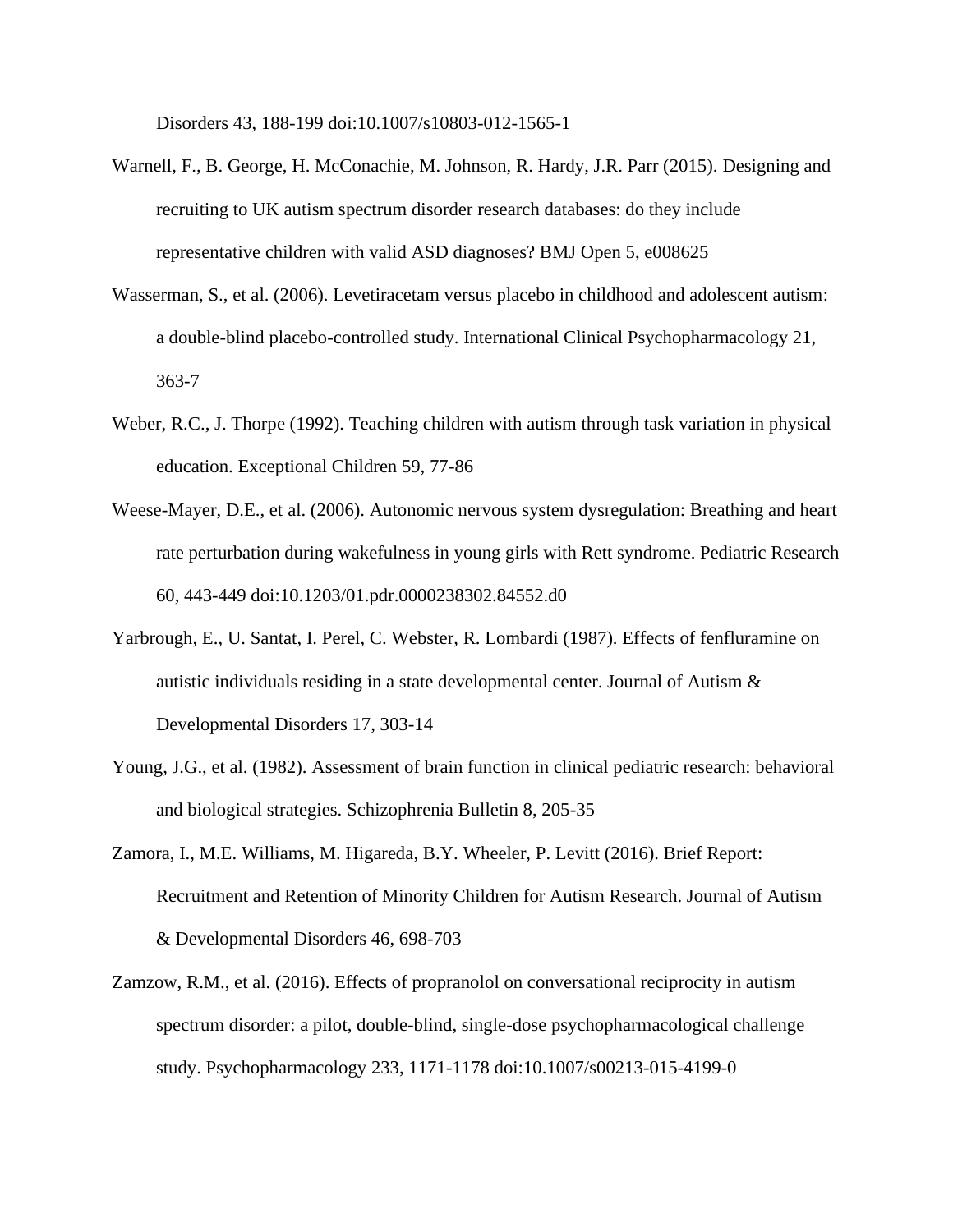Disorders 43, 188-199 doi:10.1007/s10803-012-1565-1

Warnell, F., B. George, H. McConachie, M. Johnson, R. Hardy, J.R. Parr (2015). Designing and recruiting to UK autism spectrum disorder research databases: do they include representative children with valid ASD diagnoses? BMJ Open 5, e008625

Wasserman, S., et al. (2006). Levetiracetam versus placebo in childhood and adolescent autism: a double-blind placebo-controlled study. International Clinical Psychopharmacology 21, 363-7

Weber, R.C., J. Thorpe (1992). Teaching children with autism through task variation in physical education. Exceptional Children 59, 77-86

Weese-Mayer, D.E., et al. (2006). Autonomic nervous system dysregulation: Breathing and heart rate perturbation during wakefulness in young girls with Rett syndrome. Pediatric Research 60, 443-449 doi:10.1203/01.pdr.0000238302.84552.d0

Yarbrough, E., U. Santat, I. Perel, C. Webster, R. Lombardi (1987). Effects of fenfluramine on autistic individuals residing in a state developmental center. Journal of Autism & Developmental Disorders 17, 303-14

Young, J.G., et al. (1982). Assessment of brain function in clinical pediatric research: behavioral and biological strategies. Schizophrenia Bulletin 8, 205-35

Zamora, I., M.E. Williams, M. Higareda, B.Y. Wheeler, P. Levitt (2016). Brief Report: Recruitment and Retention of Minority Children for Autism Research. Journal of Autism & Developmental Disorders 46, 698-703

Zamzow, R.M., et al. (2016). Effects of propranolol on conversational reciprocity in autism spectrum disorder: a pilot, double-blind, single-dose psychopharmacological challenge study. Psychopharmacology 233, 1171-1178 doi:10.1007/s00213-015-4199-0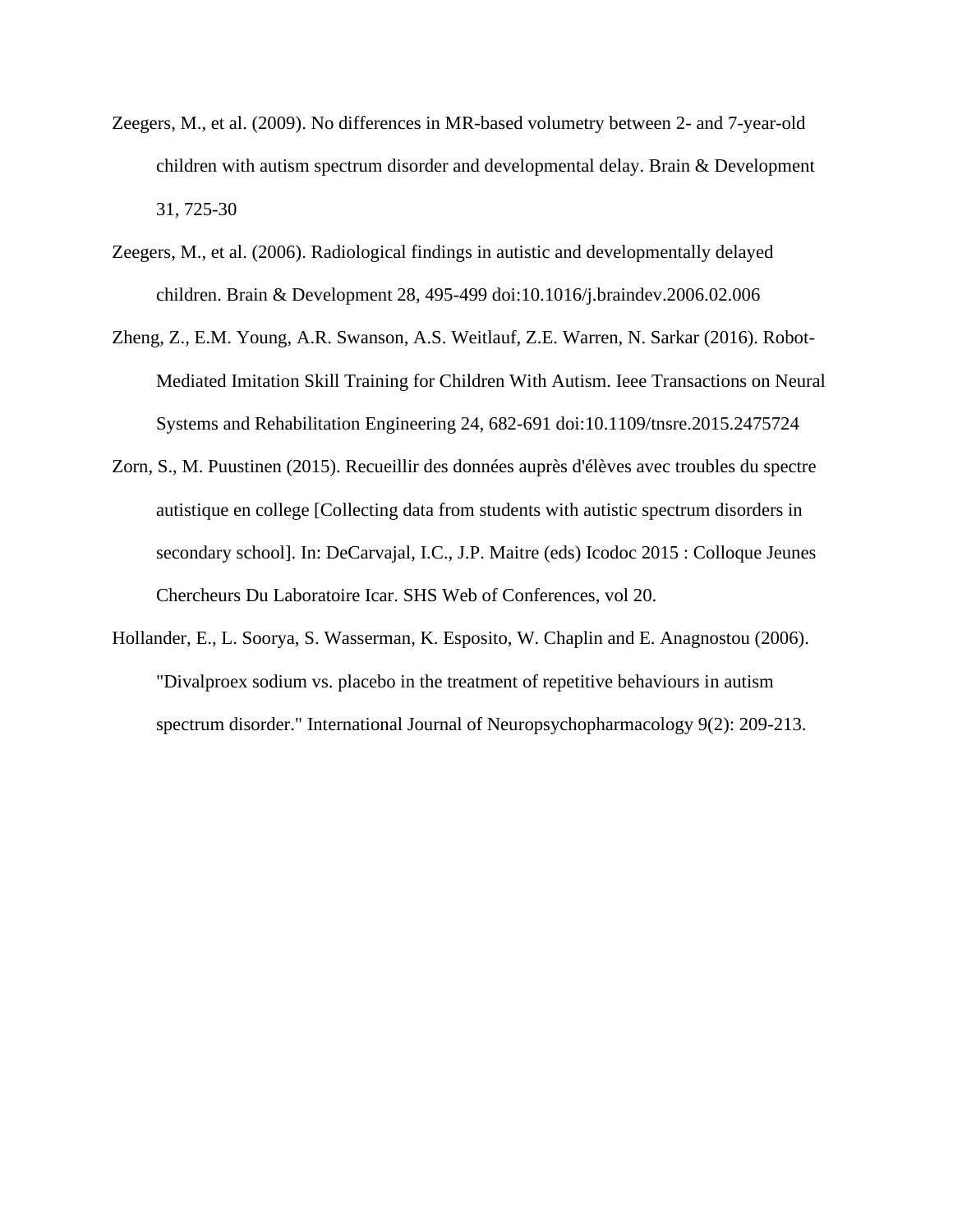Zeegers, M., et al. (2009). No differences in MR-based volumetry between 2- and 7-year-old children with autism spectrum disorder and developmental delay. Brain & Development 31, 725-30

Zeegers, M., et al. (2006). Radiological findings in autistic and developmentally delayed children. Brain & Development 28, 495-499 doi:10.1016/j.braindev.2006.02.006

Zheng, Z., E.M. Young, A.R. Swanson, A.S. Weitlauf, Z.E. Warren, N. Sarkar (2016). Robot-Mediated Imitation Skill Training for Children With Autism. Ieee Transactions on Neural Systems and Rehabilitation Engineering 24, 682-691 doi:10.1109/tnsre.2015.2475724

Zorn, S., M. Puustinen (2015). Recueillir des données auprès d'élèves avec troubles du spectre autistique en college [Collecting data from students with autistic spectrum disorders in secondary school]. In: DeCarvajal, I.C., J.P. Maitre (eds) Icodoc 2015 : Colloque Jeunes Chercheurs Du Laboratoire Icar. SHS Web of Conferences, vol 20.

Hollander, E., L. Soorya, S. Wasserman, K. Esposito, W. Chaplin and E. Anagnostou (2006). "Divalproex sodium vs. placebo in the treatment of repetitive behaviours in autism spectrum disorder." International Journal of Neuropsychopharmacology 9(2): 209-213.